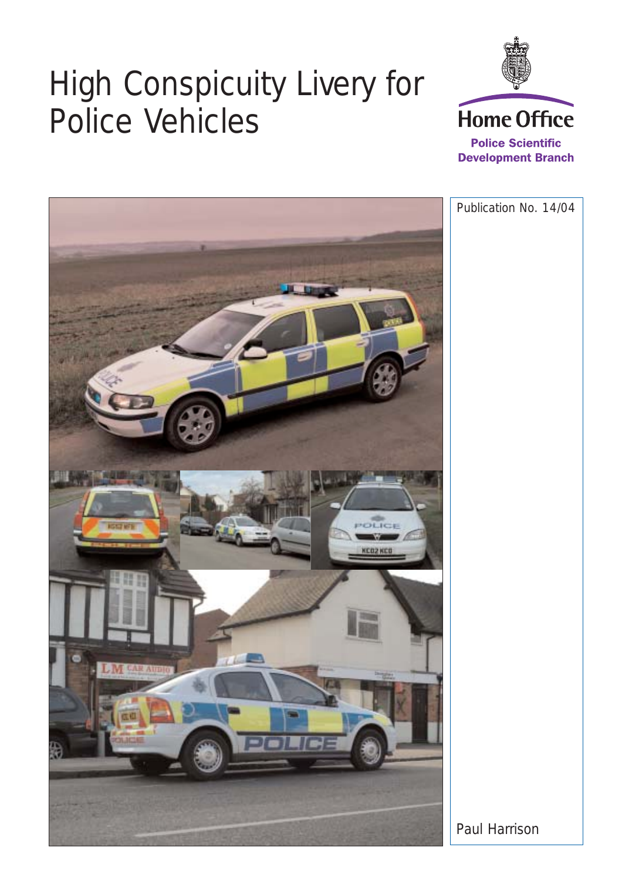# High Conspicuity Livery for Police Vehicles

Home Office

Police Scientific Development Branch

Publication No. 14/04

Paul Harrison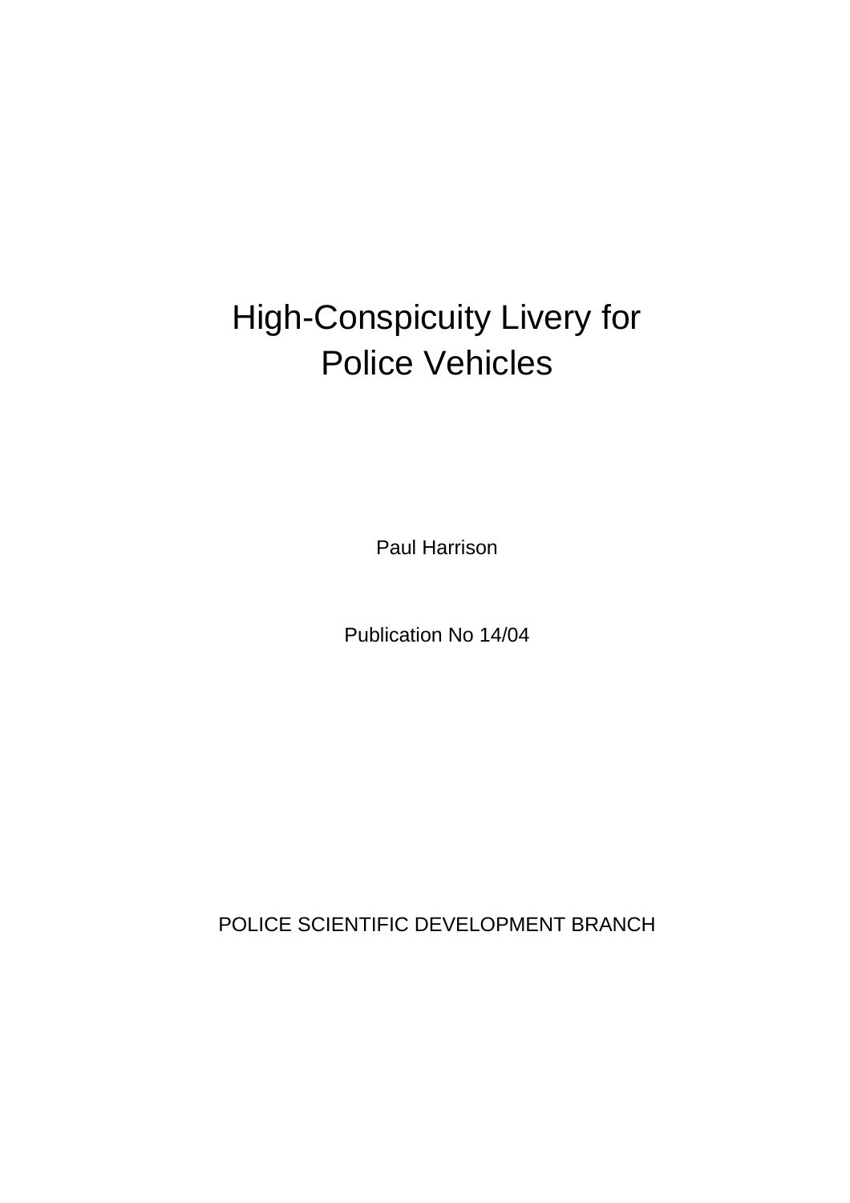# High-Conspicuity Livery for Police Vehicles

Paul Harrison

Publication No 14/04

POLICE SCIENTIFIC DEVELOPMENT BRANCH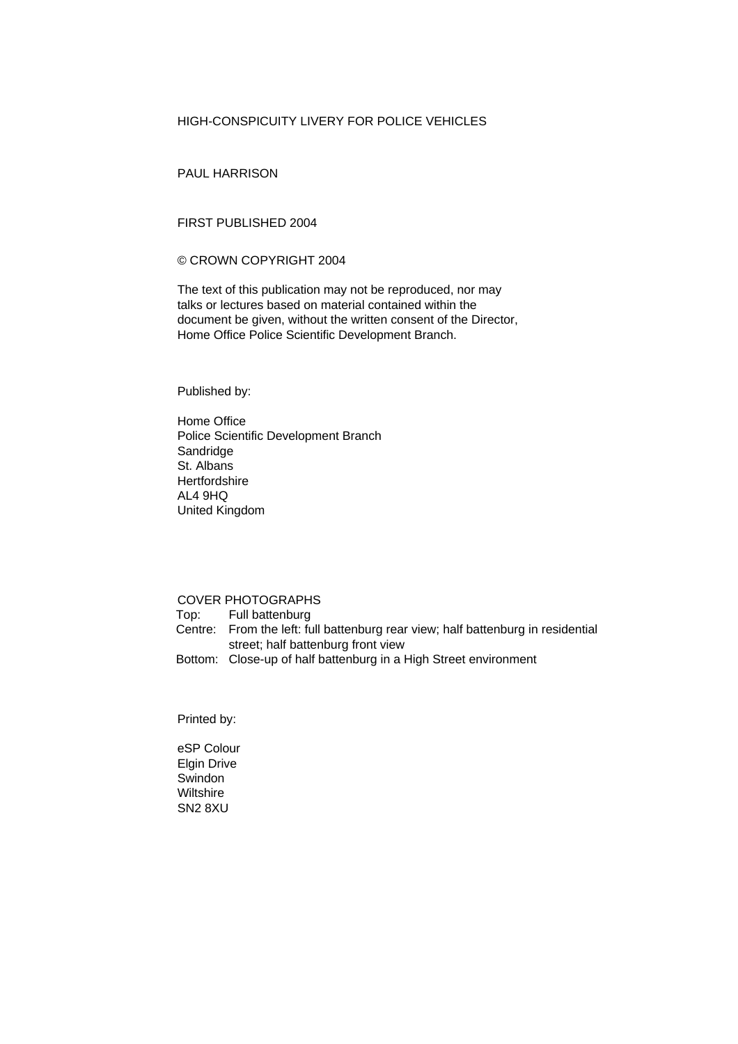HIGH-CONSPICUITY LIVERY FOR POLICE VEHICLES

PAUL HARRISON

FIRST PUBLISHED 2004

© CROWN COPYRIGHT 2004

The text of this publication may not be reproduced, nor may talks or lectures based on material contained within the document be given, without the written consent of the Director, Home Office Police Scientific Development Branch.

Published by:

Home Office
Police Scientific Development Branch
Sandridge
St. Albans
Hertfordshire
AL4 9HQ
United Kingdom

COVER PHOTOGRAPHS

Top: Full battenburg
Centre: From the left: full battenburg rear view; half battenburg in residential street; half battenburg front view
Bottom: Close-up of half battenburg in a High Street environment

Printed by:

eSP Colour
Elgin Drive
Swindon
Wiltshire
SN2 8XU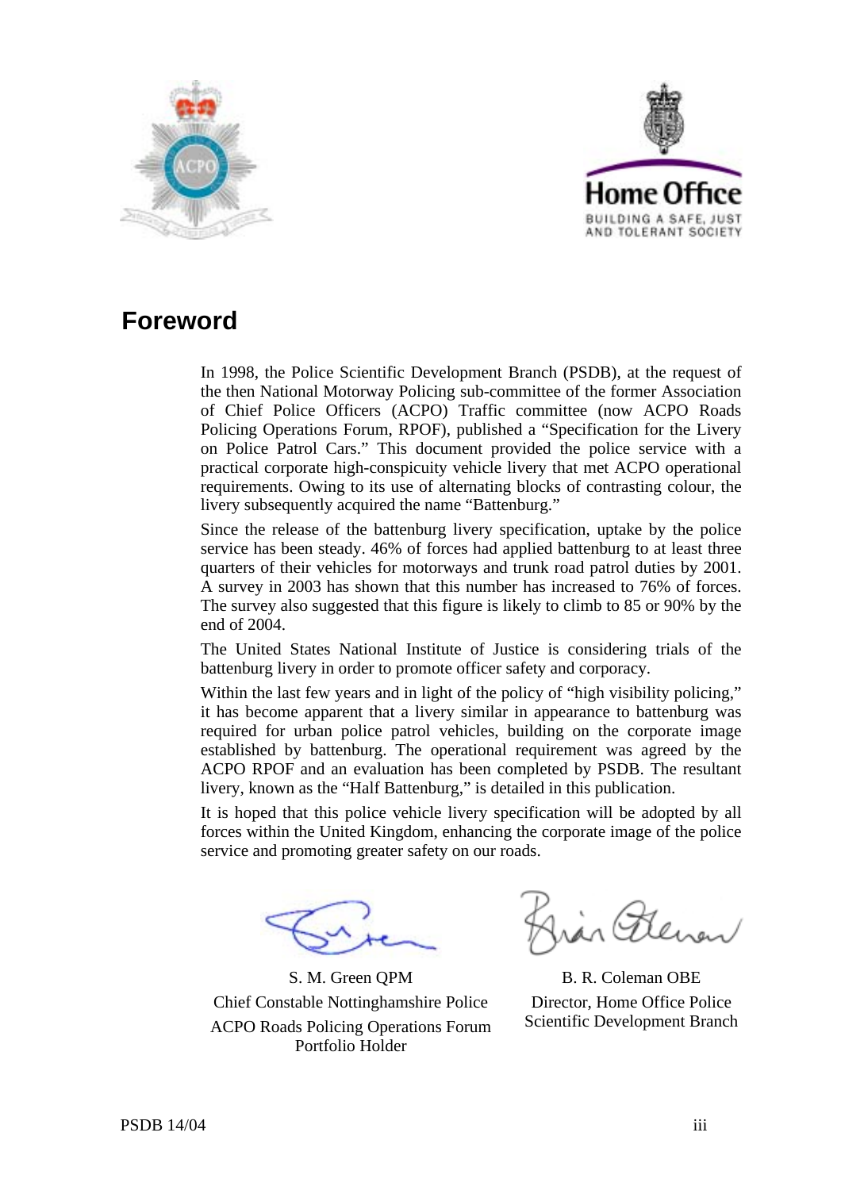# Foreword

In 1998, the Police Scientific Development Branch (PSDB), at the request of the then National Motorway Policing sub-committee of the former Association of Chief Police Officers (ACPO) Traffic committee (now ACPO Roads Policing Operations Forum, RPOF), published a "Specification for the Livery on Police Patrol Cars." This document provided the police service with a practical corporate high-conspicuity vehicle livery that met ACPO operational requirements. Owing to its use of alternating blocks of contrasting colour, the livery subsequently acquired the name "Battenburg."

Since the release of the battenburg livery specification, uptake by the police service has been steady. 46% of forces had applied battenburg to at least three quarters of their vehicles for motorways and trunk road patrol duties by 2001. A survey in 2003 has shown that this number has increased to 76% of forces. The survey also suggested that this figure is likely to climb to 85 or 90% by the end of 2004.

The United States National Institute of Justice is considering trials of the battenburg livery in order to promote officer safety and corporacy.

Within the last few years and in light of the policy of "high visibility policing," it has become apparent that a livery similar in appearance to battenburg was required for urban police patrol vehicles, building on the corporate image established by battenburg. The operational requirement was agreed by the ACPO RPOF and an evaluation has been completed by PSDB. The resultant livery, known as the "Half Battenburg," is detailed in this publication.

It is hoped that this police vehicle livery specification will be adopted by all forces within the United Kingdom, enhancing the corporate image of the police service and promoting greater safety on our roads.

S. M. Green QPM
Chief Constable Nottinghamshire Police
ACPO Roads Policing Operations Forum Portfolio Holder

B. R. Coleman OBE
Director, Home Office Police Scientific Development Branch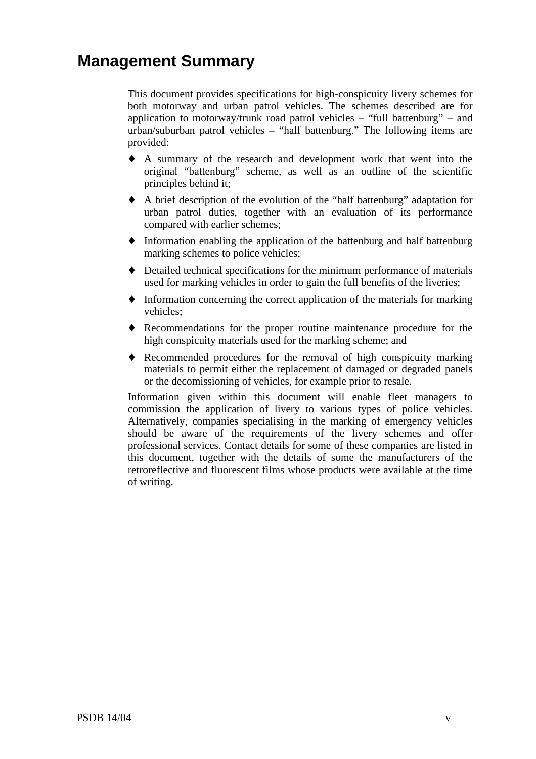# Management Summary

This document provides specifications for high-conspicuity livery schemes for both motorway and urban patrol vehicles. The schemes described are for application to motorway/trunk road patrol vehicles – “full battenburg” – and urban/suburban patrol vehicles – “half battenburg.” The following items are provided:

- A summary of the research and development work that went into the original “battenburg” scheme, as well as an outline of the scientific principles behind it;
- A brief description of the evolution of the “half battenburg” adaptation for urban patrol duties, together with an evaluation of its performance compared with earlier schemes;
- Information enabling the application of the battenburg and half battenburg marking schemes to police vehicles;
- Detailed technical specifications for the minimum performance of materials used for marking vehicles in order to gain the full benefits of the liveries;
- Information concerning the correct application of the materials for marking vehicles;
- Recommendations for the proper routine maintenance procedure for the high conspicuity materials used for the marking scheme; and
- Recommended procedures for the removal of high conspicuity marking materials to permit either the replacement of damaged or degraded panels or the decomissioning of vehicles, for example prior to resale.

Information given within this document will enable fleet managers to commission the application of livery to various types of police vehicles. Alternatively, companies specialising in the marking of emergency vehicles should be aware of the requirements of the livery schemes and offer professional services. Contact details for some of these companies are listed in this document, together with the details of some the manufacturers of the retroreflective and fluorescent films whose products were available at the time of writing.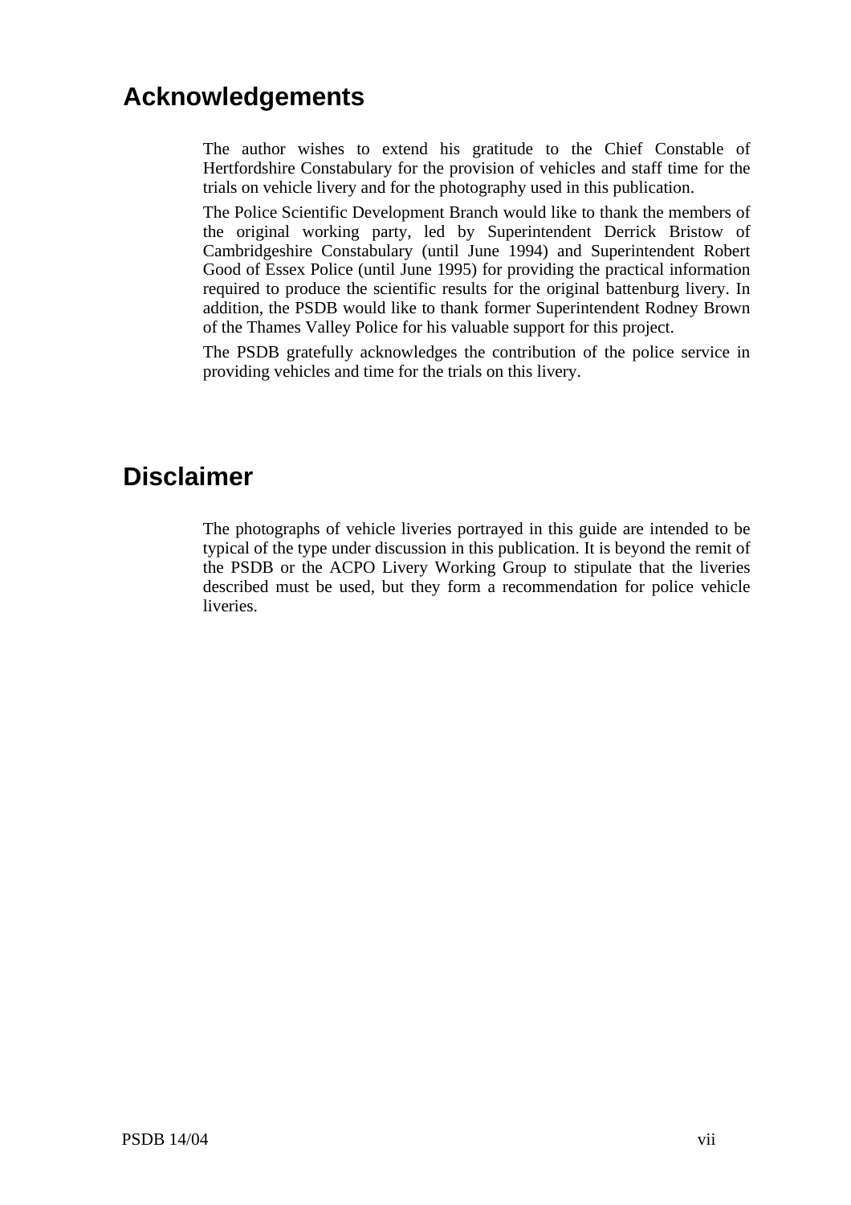## Acknowledgements

The author wishes to extend his gratitude to the Chief Constable of Hertfordshire Constabulary for the provision of vehicles and staff time for the trials on vehicle livery and for the photography used in this publication.

The Police Scientific Development Branch would like to thank the members of the original working party, led by Superintendent Derrick Bristow of Cambridgeshire Constabulary (until June 1994) and Superintendent Robert Good of Essex Police (until June 1995) for providing the practical information required to produce the scientific results for the original battenburg livery. In addition, the PSDB would like to thank former Superintendent Rodney Brown of the Thames Valley Police for his valuable support for this project.

The PSDB gratefully acknowledges the contribution of the police service in providing vehicles and time for the trials on this livery.

## Disclaimer

The photographs of vehicle liveries portrayed in this guide are intended to be typical of the type under discussion in this publication. It is beyond the remit of the PSDB or the ACPO Livery Working Group to stipulate that the liveries described must be used, but they form a recommendation for police vehicle liveries.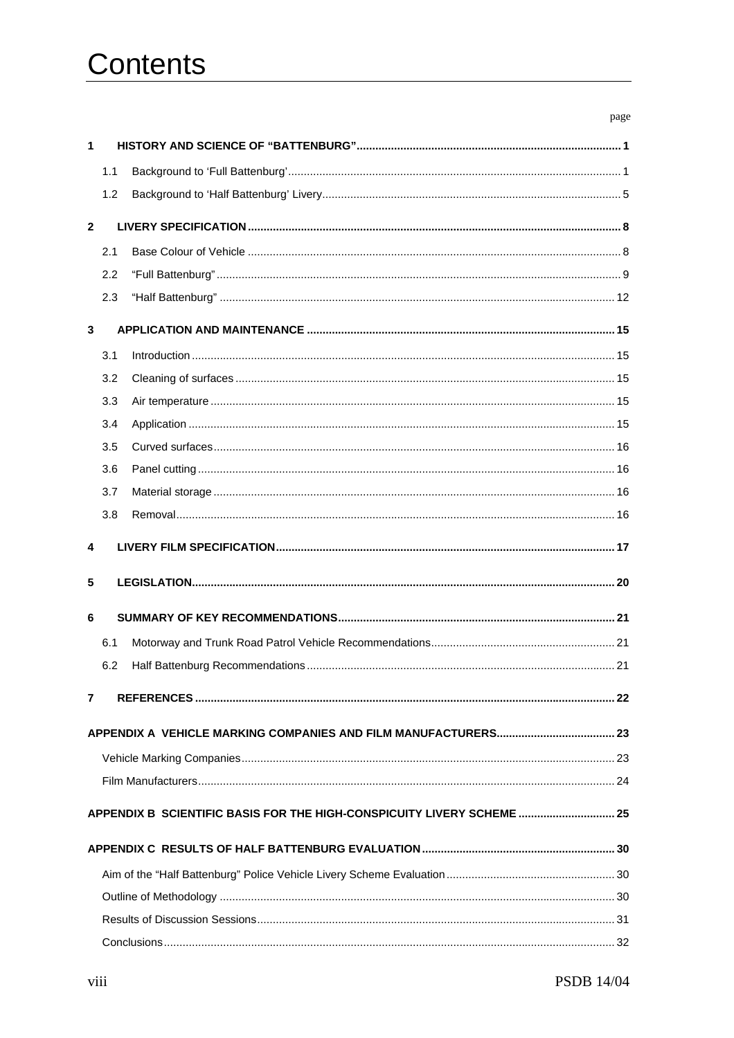# Contents

| | | page |
|---|---|---|
| **1** | **HISTORY AND SCIENCE OF "BATTENBURG"** | **1** |
| 1.1 | Background to 'Full Battenburg' | 1 |
| 1.2 | Background to 'Half Battenburg' Livery | 5 |
| **2** | **LIVERY SPECIFICATION** | **8** |
| 2.1 | Base Colour of Vehicle | 8 |
| 2.2 | "Full Battenburg" | 9 |
| 2.3 | "Half Battenburg" | 12 |
| **3** | **APPLICATION AND MAINTENANCE** | **15** |
| 3.1 | Introduction | 15 |
| 3.2 | Cleaning of surfaces | 15 |
| 3.3 | Air temperature | 15 |
| 3.4 | Application | 15 |
| 3.5 | Curved surfaces | 16 |
| 3.6 | Panel cutting | 16 |
| 3.7 | Material storage | 16 |
| 3.8 | Removal | 16 |
| **4** | **LIVERY FILM SPECIFICATION** | **17** |
| **5** | **LEGISLATION** | **20** |
| **6** | **SUMMARY OF KEY RECOMMENDATIONS** | **21** |
| 6.1 | Motorway and Trunk Road Patrol Vehicle Recommendations | 21 |
| 6.2 | Half Battenburg Recommendations | 21 |
| **7** | **REFERENCES** | **22** |
| **APPENDIX A** | **VEHICLE MARKING COMPANIES AND FILM MANUFACTURERS** | **23** |
| | Vehicle Marking Companies | 23 |
| | Film Manufacturers | 24 |
| **APPENDIX B** | **SCIENTIFIC BASIS FOR THE HIGH-CONSPICUITY LIVERY SCHEME** | **25** |
| **APPENDIX C** | **RESULTS OF HALF BATTENBURG EVALUATION** | **30** |
| | Aim of the "Half Battenburg" Police Vehicle Livery Scheme Evaluation | 30 |
| | Outline of Methodology | 30 |
| | Results of Discussion Sessions | 31 |
| | Conclusions | 32 |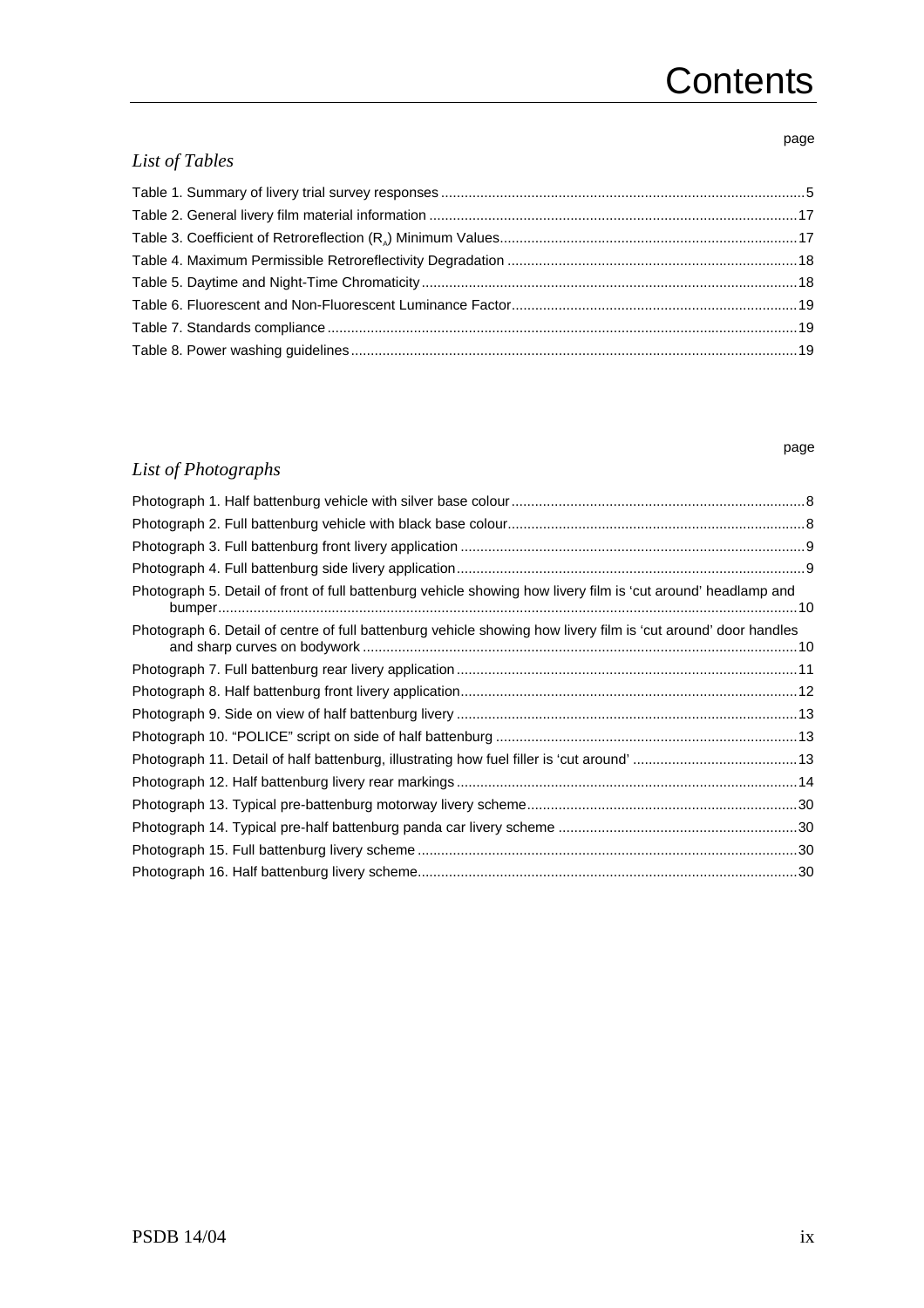# Contents

*List of Tables*

page

Table 1. Summary of livery trial survey responses ... 5
Table 2. General livery film material information ... 17
Table 3. Coefficient of Retroreflection ($R_A$) Minimum Values ... 17
Table 4. Maximum Permissible Retroreflectivity Degradation ... 18
Table 5. Daytime and Night-Time Chromaticity ... 18
Table 6. Fluorescent and Non-Fluorescent Luminance Factor ... 19
Table 7. Standards compliance ... 19
Table 8. Power washing guidelines ... 19

*List of Photographs*

page

Photograph 1. Half battenburg vehicle with silver base colour ... 8
Photograph 2. Full battenburg vehicle with black base colour ... 8
Photograph 3. Full battenburg front livery application ... 9
Photograph 4. Full battenburg side livery application ... 9
Photograph 5. Detail of front of full battenburg vehicle showing how livery film is 'cut around' headlamp and bumper ... 10
Photograph 6. Detail of centre of full battenburg vehicle showing how livery film is 'cut around' door handles and sharp curves on bodywork ... 10
Photograph 7. Full battenburg rear livery application ... 11
Photograph 8. Half battenburg front livery application ... 12
Photograph 9. Side on view of half battenburg livery ... 13
Photograph 10. "POLICE" script on side of half battenburg ... 13
Photograph 11. Detail of half battenburg, illustrating how fuel filler is 'cut around' ... 13
Photograph 12. Half battenburg livery rear markings ... 14
Photograph 13. Typical pre-battenburg motorway livery scheme ... 30
Photograph 14. Typical pre-half battenburg panda car livery scheme ... 30
Photograph 15. Full battenburg livery scheme ... 30
Photograph 16. Half battenburg livery scheme ... 30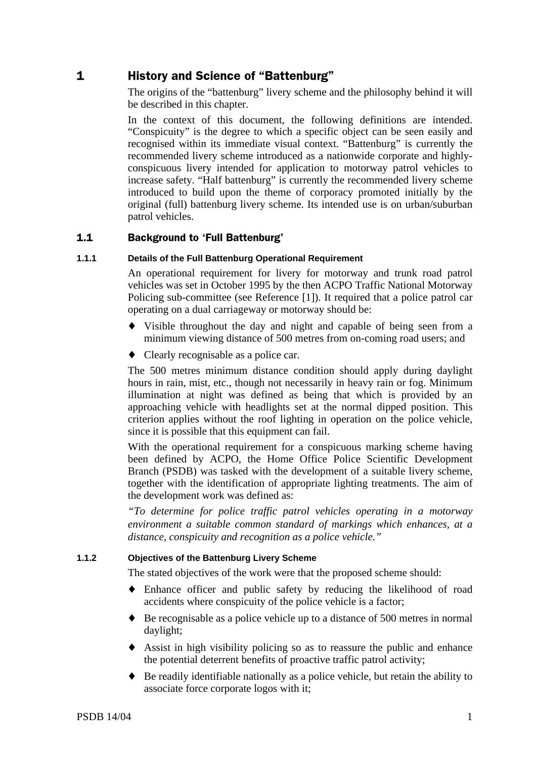# 1 History and Science of "Battenburg"

The origins of the "battenburg" livery scheme and the philosophy behind it will be described in this chapter.

In the context of this document, the following definitions are intended. "Conspicuity" is the degree to which a specific object can be seen easily and recognised within its immediate visual context. "Battenburg" is currently the recommended livery scheme introduced as a nationwide corporate and highly-conspicuous livery intended for application to motorway patrol vehicles to increase safety. "Half battenburg" is currently the recommended livery scheme introduced to build upon the theme of corporacy promoted initially by the original (full) battenburg livery scheme. Its intended use is on urban/suburban patrol vehicles.

## 1.1 Background to 'Full Battenburg'

### 1.1.1 Details of the Full Battenburg Operational Requirement

An operational requirement for livery for motorway and trunk road patrol vehicles was set in October 1995 by the then ACPO Traffic National Motorway Policing sub-committee (see Reference [1]). It required that a police patrol car operating on a dual carriageway or motorway should be:

- Visible throughout the day and night and capable of being seen from a minimum viewing distance of 500 metres from on-coming road users; and
- Clearly recognisable as a police car.

The 500 metres minimum distance condition should apply during daylight hours in rain, mist, etc., though not necessarily in heavy rain or fog. Minimum illumination at night was defined as being that which is provided by an approaching vehicle with headlights set at the normal dipped position. This criterion applies without the roof lighting in operation on the police vehicle, since it is possible that this equipment can fail.

With the operational requirement for a conspicuous marking scheme having been defined by ACPO, the Home Office Police Scientific Development Branch (PSDB) was tasked with the development of a suitable livery scheme, together with the identification of appropriate lighting treatments. The aim of the development work was defined as:

*"To determine for police traffic patrol vehicles operating in a motorway environment a suitable common standard of markings which enhances, at a distance, conspicuity and recognition as a police vehicle."*

### 1.1.2 Objectives of the Battenburg Livery Scheme

The stated objectives of the work were that the proposed scheme should:

- Enhance officer and public safety by reducing the likelihood of road accidents where conspicuity of the police vehicle is a factor;
- Be recognisable as a police vehicle up to a distance of 500 metres in normal daylight;
- Assist in high visibility policing so as to reassure the public and enhance the potential deterrent benefits of proactive traffic patrol activity;
- Be readily identifiable nationally as a police vehicle, but retain the ability to associate force corporate logos with it;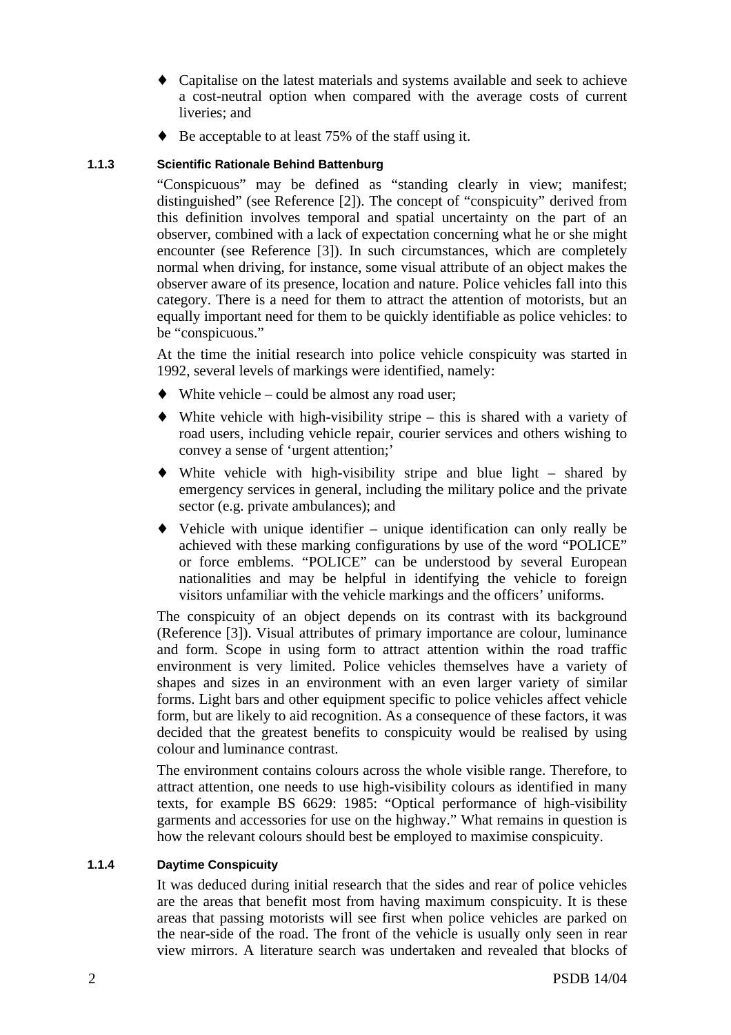- Capitalise on the latest materials and systems available and seek to achieve a cost-neutral option when compared with the average costs of current liveries; and
- Be acceptable to at least 75% of the staff using it.

### 1.1.3 Scientific Rationale Behind Battenburg

"Conspicuous" may be defined as "standing clearly in view; manifest; distinguished" (see Reference [2]). The concept of "conspicuity" derived from this definition involves temporal and spatial uncertainty on the part of an observer, combined with a lack of expectation concerning what he or she might encounter (see Reference [3]). In such circumstances, which are completely normal when driving, for instance, some visual attribute of an object makes the observer aware of its presence, location and nature. Police vehicles fall into this category. There is a need for them to attract the attention of motorists, but an equally important need for them to be quickly identifiable as police vehicles: to be "conspicuous."

At the time the initial research into police vehicle conspicuity was started in 1992, several levels of markings were identified, namely:

- White vehicle – could be almost any road user;
- White vehicle with high-visibility stripe – this is shared with a variety of road users, including vehicle repair, courier services and others wishing to convey a sense of 'urgent attention;'
- White vehicle with high-visibility stripe and blue light – shared by emergency services in general, including the military police and the private sector (e.g. private ambulances); and
- Vehicle with unique identifier – unique identification can only really be achieved with these marking configurations by use of the word "POLICE" or force emblems. "POLICE" can be understood by several European nationalities and may be helpful in identifying the vehicle to foreign visitors unfamiliar with the vehicle markings and the officers' uniforms.

The conspicuity of an object depends on its contrast with its background (Reference [3]). Visual attributes of primary importance are colour, luminance and form. Scope in using form to attract attention within the road traffic environment is very limited. Police vehicles themselves have a variety of shapes and sizes in an environment with an even larger variety of similar forms. Light bars and other equipment specific to police vehicles affect vehicle form, but are likely to aid recognition. As a consequence of these factors, it was decided that the greatest benefits to conspicuity would be realised by using colour and luminance contrast.

The environment contains colours across the whole visible range. Therefore, to attract attention, one needs to use high-visibility colours as identified in many texts, for example BS 6629: 1985: "Optical performance of high-visibility garments and accessories for use on the highway." What remains in question is how the relevant colours should best be employed to maximise conspicuity.

### 1.1.4 Daytime Conspicuity

It was deduced during initial research that the sides and rear of police vehicles are the areas that benefit most from having maximum conspicuity. It is these areas that passing motorists will see first when police vehicles are parked on the near-side of the road. The front of the vehicle is usually only seen in rear view mirrors. A literature search was undertaken and revealed that blocks of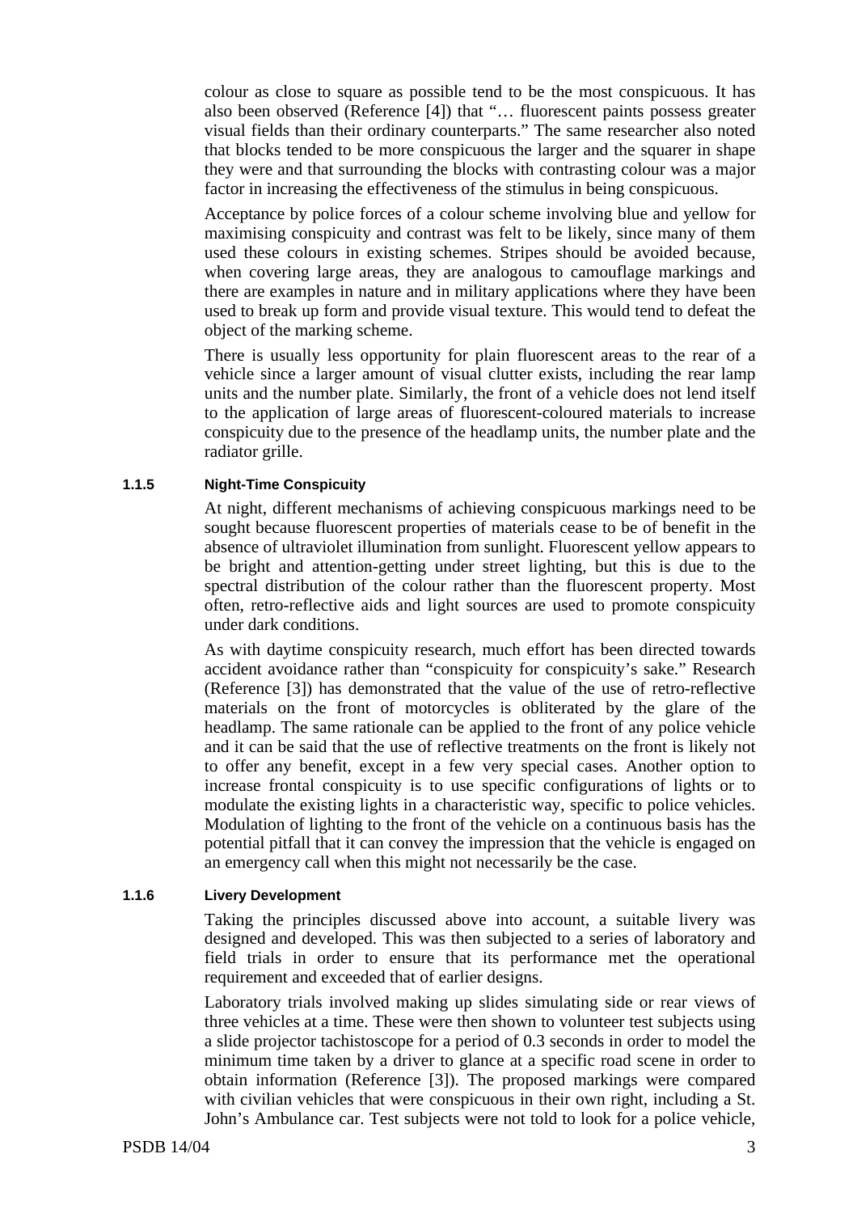colour as close to square as possible tend to be the most conspicuous. It has also been observed (Reference [4]) that "… fluorescent paints possess greater visual fields than their ordinary counterparts." The same researcher also noted that blocks tended to be more conspicuous the larger and the squarer in shape they were and that surrounding the blocks with contrasting colour was a major factor in increasing the effectiveness of the stimulus in being conspicuous.

Acceptance by police forces of a colour scheme involving blue and yellow for maximising conspicuity and contrast was felt to be likely, since many of them used these colours in existing schemes. Stripes should be avoided because, when covering large areas, they are analogous to camouflage markings and there are examples in nature and in military applications where they have been used to break up form and provide visual texture. This would tend to defeat the object of the marking scheme.

There is usually less opportunity for plain fluorescent areas to the rear of a vehicle since a larger amount of visual clutter exists, including the rear lamp units and the number plate. Similarly, the front of a vehicle does not lend itself to the application of large areas of fluorescent-coloured materials to increase conspicuity due to the presence of the headlamp units, the number plate and the radiator grille.

#### 1.1.5 Night-Time Conspicuity

At night, different mechanisms of achieving conspicuous markings need to be sought because fluorescent properties of materials cease to be of benefit in the absence of ultraviolet illumination from sunlight. Fluorescent yellow appears to be bright and attention-getting under street lighting, but this is due to the spectral distribution of the colour rather than the fluorescent property. Most often, retro-reflective aids and light sources are used to promote conspicuity under dark conditions.

As with daytime conspicuity research, much effort has been directed towards accident avoidance rather than "conspicuity for conspicuity's sake." Research (Reference [3]) has demonstrated that the value of the use of retro-reflective materials on the front of motorcycles is obliterated by the glare of the headlamp. The same rationale can be applied to the front of any police vehicle and it can be said that the use of reflective treatments on the front is likely not to offer any benefit, except in a few very special cases. Another option to increase frontal conspicuity is to use specific configurations of lights or to modulate the existing lights in a characteristic way, specific to police vehicles. Modulation of lighting to the front of the vehicle on a continuous basis has the potential pitfall that it can convey the impression that the vehicle is engaged on an emergency call when this might not necessarily be the case.

#### 1.1.6 Livery Development

Taking the principles discussed above into account, a suitable livery was designed and developed. This was then subjected to a series of laboratory and field trials in order to ensure that its performance met the operational requirement and exceeded that of earlier designs.

Laboratory trials involved making up slides simulating side or rear views of three vehicles at a time. These were then shown to volunteer test subjects using a slide projector tachistoscope for a period of 0.3 seconds in order to model the minimum time taken by a driver to glance at a specific road scene in order to obtain information (Reference [3]). The proposed markings were compared with civilian vehicles that were conspicuous in their own right, including a St. John's Ambulance car. Test subjects were not told to look for a police vehicle,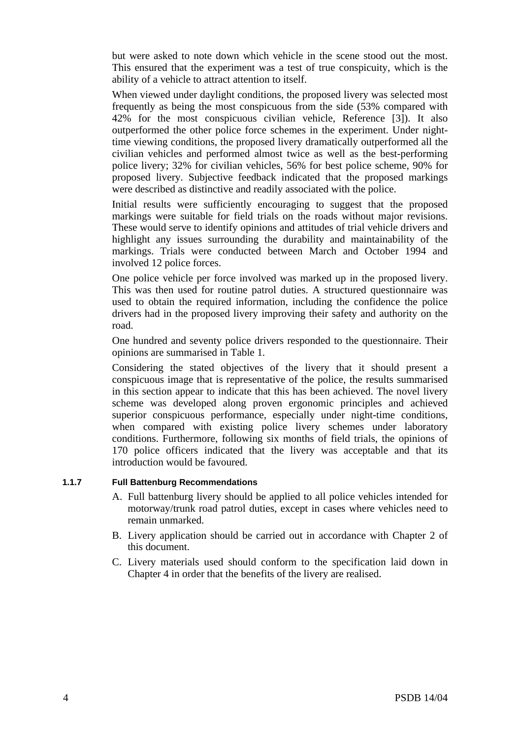but were asked to note down which vehicle in the scene stood out the most. This ensured that the experiment was a test of true conspicuity, which is the ability of a vehicle to attract attention to itself.

When viewed under daylight conditions, the proposed livery was selected most frequently as being the most conspicuous from the side (53% compared with 42% for the most conspicuous civilian vehicle, Reference [3]). It also outperformed the other police force schemes in the experiment. Under night-time viewing conditions, the proposed livery dramatically outperformed all the civilian vehicles and performed almost twice as well as the best-performing police livery; 32% for civilian vehicles, 56% for best police scheme, 90% for proposed livery. Subjective feedback indicated that the proposed markings were described as distinctive and readily associated with the police.

Initial results were sufficiently encouraging to suggest that the proposed markings were suitable for field trials on the roads without major revisions. These would serve to identify opinions and attitudes of trial vehicle drivers and highlight any issues surrounding the durability and maintainability of the markings. Trials were conducted between March and October 1994 and involved 12 police forces.

One police vehicle per force involved was marked up in the proposed livery. This was then used for routine patrol duties. A structured questionnaire was used to obtain the required information, including the confidence the police drivers had in the proposed livery improving their safety and authority on the road.

One hundred and seventy police drivers responded to the questionnaire. Their opinions are summarised in Table 1.

Considering the stated objectives of the livery that it should present a conspicuous image that is representative of the police, the results summarised in this section appear to indicate that this has been achieved. The novel livery scheme was developed along proven ergonomic principles and achieved superior conspicuous performance, especially under night-time conditions, when compared with existing police livery schemes under laboratory conditions. Furthermore, following six months of field trials, the opinions of 170 police officers indicated that the livery was acceptable and that its introduction would be favoured.

#### 1.1.7 Full Battenburg Recommendations

A. Full battenburg livery should be applied to all police vehicles intended for motorway/trunk road patrol duties, except in cases where vehicles need to remain unmarked.

B. Livery application should be carried out in accordance with Chapter 2 of this document.

C. Livery materials used should conform to the specification laid down in Chapter 4 in order that the benefits of the livery are realised.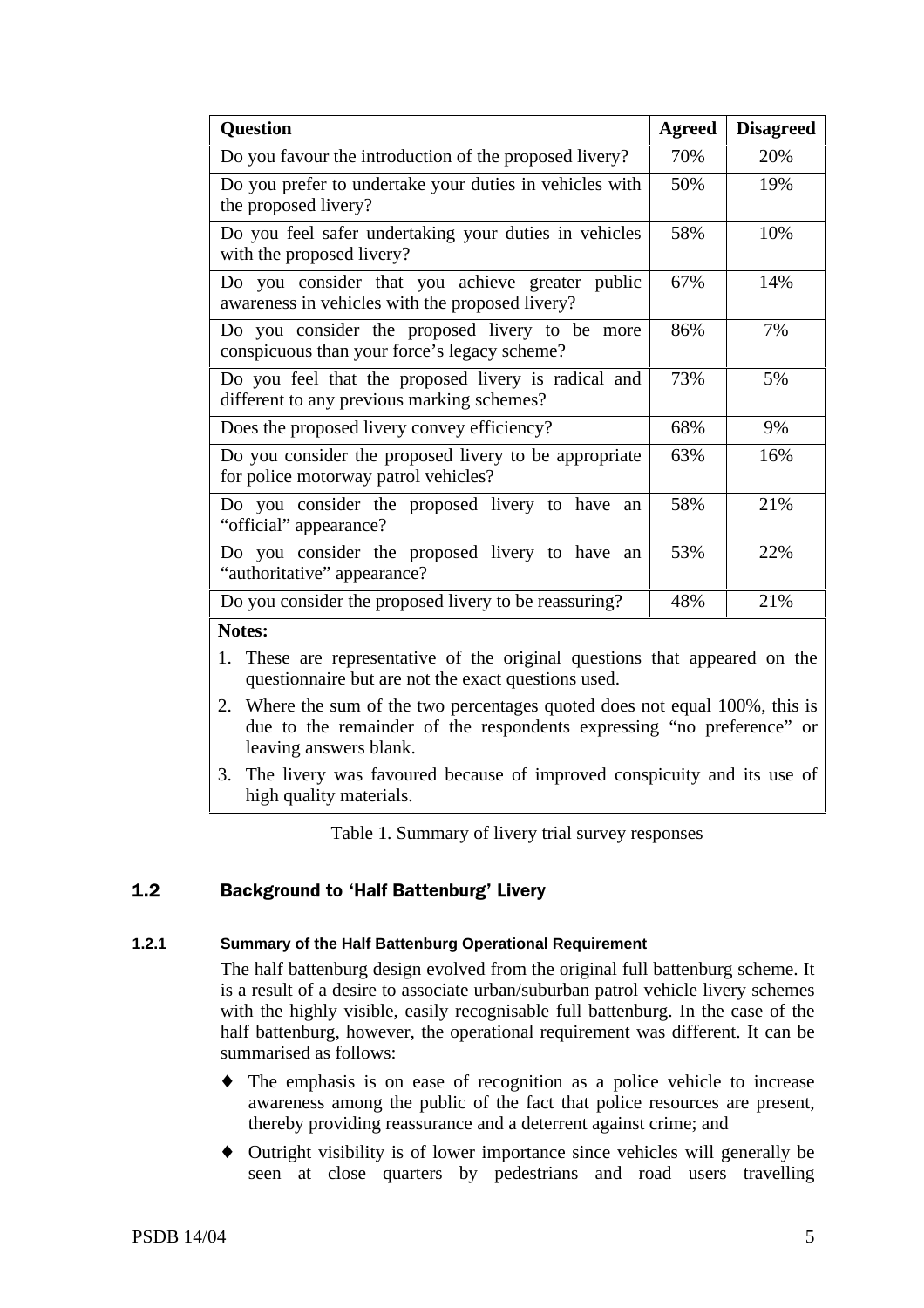| Question | Agreed | Disagreed |
|---|---|---|
| Do you favour the introduction of the proposed livery? | 70% | 20% |
| Do you prefer to undertake your duties in vehicles with the proposed livery? | 50% | 19% |
| Do you feel safer undertaking your duties in vehicles with the proposed livery? | 58% | 10% |
| Do you consider that you achieve greater public awareness in vehicles with the proposed livery? | 67% | 14% |
| Do you consider the proposed livery to be more conspicuous than your force's legacy scheme? | 86% | 7% |
| Do you feel that the proposed livery is radical and different to any previous marking schemes? | 73% | 5% |
| Does the proposed livery convey efficiency? | 68% | 9% |
| Do you consider the proposed livery to be appropriate for police motorway patrol vehicles? | 63% | 16% |
| Do you consider the proposed livery to have an "official" appearance? | 58% | 21% |
| Do you consider the proposed livery to have an "authoritative" appearance? | 53% | 22% |
| Do you consider the proposed livery to be reassuring? | 48% | 21% |

**Notes:**

1. These are representative of the original questions that appeared on the questionnaire but are not the exact questions used.
2. Where the sum of the two percentages quoted does not equal 100%, this is due to the remainder of the respondents expressing "no preference" or leaving answers blank.
3. The livery was favoured because of improved conspicuity and its use of high quality materials.

Table 1. Summary of livery trial survey responses

## 1.2 Background to 'Half Battenburg' Livery

### 1.2.1 Summary of the Half Battenburg Operational Requirement

The half battenburg design evolved from the original full battenburg scheme. It is a result of a desire to associate urban/suburban patrol vehicle livery schemes with the highly visible, easily recognisable full battenburg. In the case of the half battenburg, however, the operational requirement was different. It can be summarised as follows:

- The emphasis is on ease of recognition as a police vehicle to increase awareness among the public of the fact that police resources are present, thereby providing reassurance and a deterrent against crime; and
- Outright visibility is of lower importance since vehicles will generally be seen at close quarters by pedestrians and road users travelling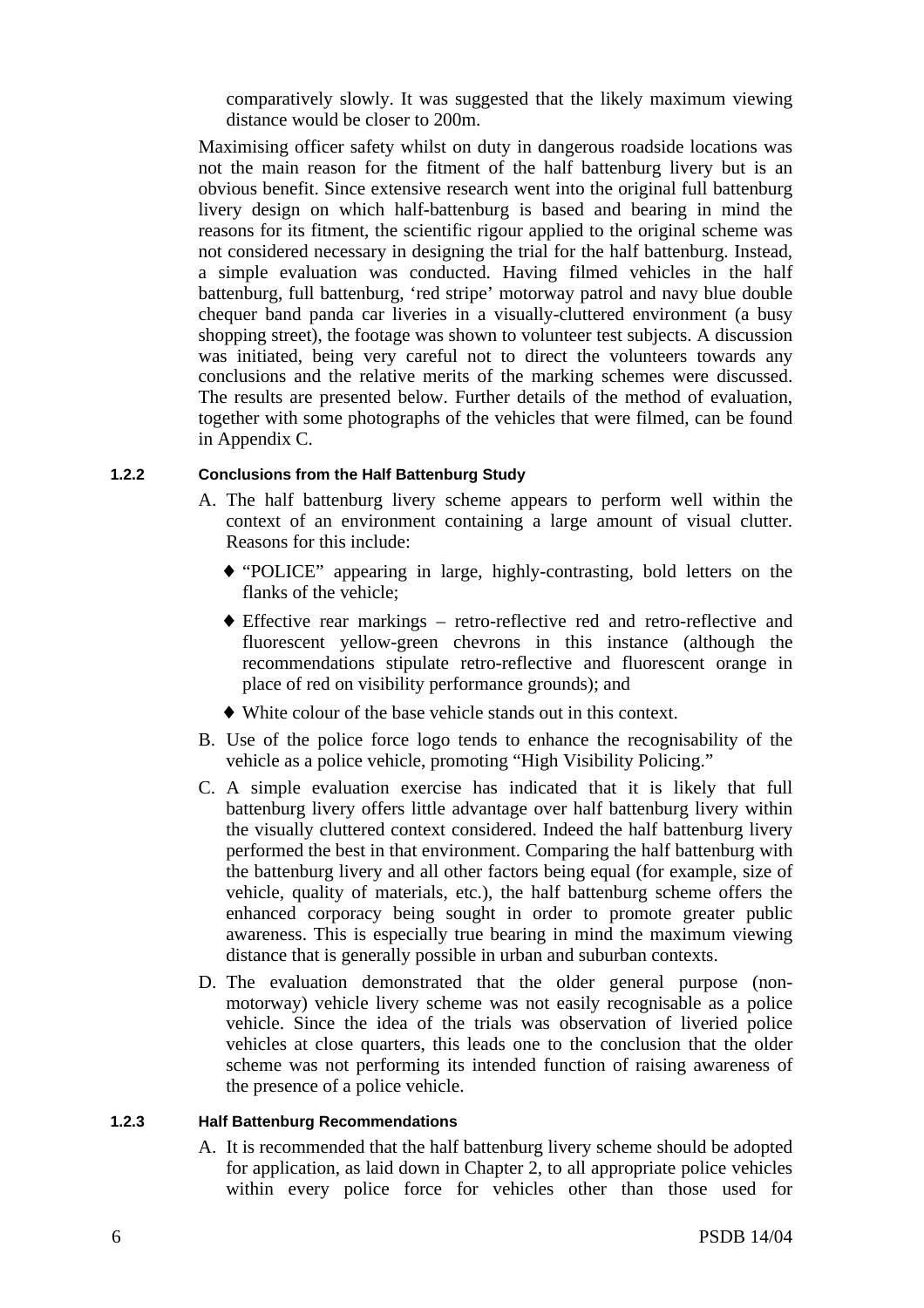comparatively slowly. It was suggested that the likely maximum viewing distance would be closer to 200m.

Maximising officer safety whilst on duty in dangerous roadside locations was not the main reason for the fitment of the half battenburg livery but is an obvious benefit. Since extensive research went into the original full battenburg livery design on which half-battenburg is based and bearing in mind the reasons for its fitment, the scientific rigour applied to the original scheme was not considered necessary in designing the trial for the half battenburg. Instead, a simple evaluation was conducted. Having filmed vehicles in the half battenburg, full battenburg, 'red stripe' motorway patrol and navy blue double chequer band panda car liveries in a visually-cluttered environment (a busy shopping street), the footage was shown to volunteer test subjects. A discussion was initiated, being very careful not to direct the volunteers towards any conclusions and the relative merits of the marking schemes were discussed. The results are presented below. Further details of the method of evaluation, together with some photographs of the vehicles that were filmed, can be found in Appendix C.

#### 1.2.2 Conclusions from the Half Battenburg Study

A. The half battenburg livery scheme appears to perform well within the context of an environment containing a large amount of visual clutter. Reasons for this include:

   - "POLICE" appearing in large, highly-contrasting, bold letters on the flanks of the vehicle;
   - Effective rear markings – retro-reflective red and retro-reflective and fluorescent yellow-green chevrons in this instance (although the recommendations stipulate retro-reflective and fluorescent orange in place of red on visibility performance grounds); and
   - White colour of the base vehicle stands out in this context.

B. Use of the police force logo tends to enhance the recognisability of the vehicle as a police vehicle, promoting "High Visibility Policing."

C. A simple evaluation exercise has indicated that it is likely that full battenburg livery offers little advantage over half battenburg livery within the visually cluttered context considered. Indeed the half battenburg livery performed the best in that environment. Comparing the half battenburg with the battenburg livery and all other factors being equal (for example, size of vehicle, quality of materials, etc.), the half battenburg scheme offers the enhanced corporacy being sought in order to promote greater public awareness. This is especially true bearing in mind the maximum viewing distance that is generally possible in urban and suburban contexts.

D. The evaluation demonstrated that the older general purpose (non-motorway) vehicle livery scheme was not easily recognisable as a police vehicle. Since the idea of the trials was observation of liveried police vehicles at close quarters, this leads one to the conclusion that the older scheme was not performing its intended function of raising awareness of the presence of a police vehicle.

#### 1.2.3 Half Battenburg Recommendations

A. It is recommended that the half battenburg livery scheme should be adopted for application, as laid down in Chapter 2, to all appropriate police vehicles within every police force for vehicles other than those used for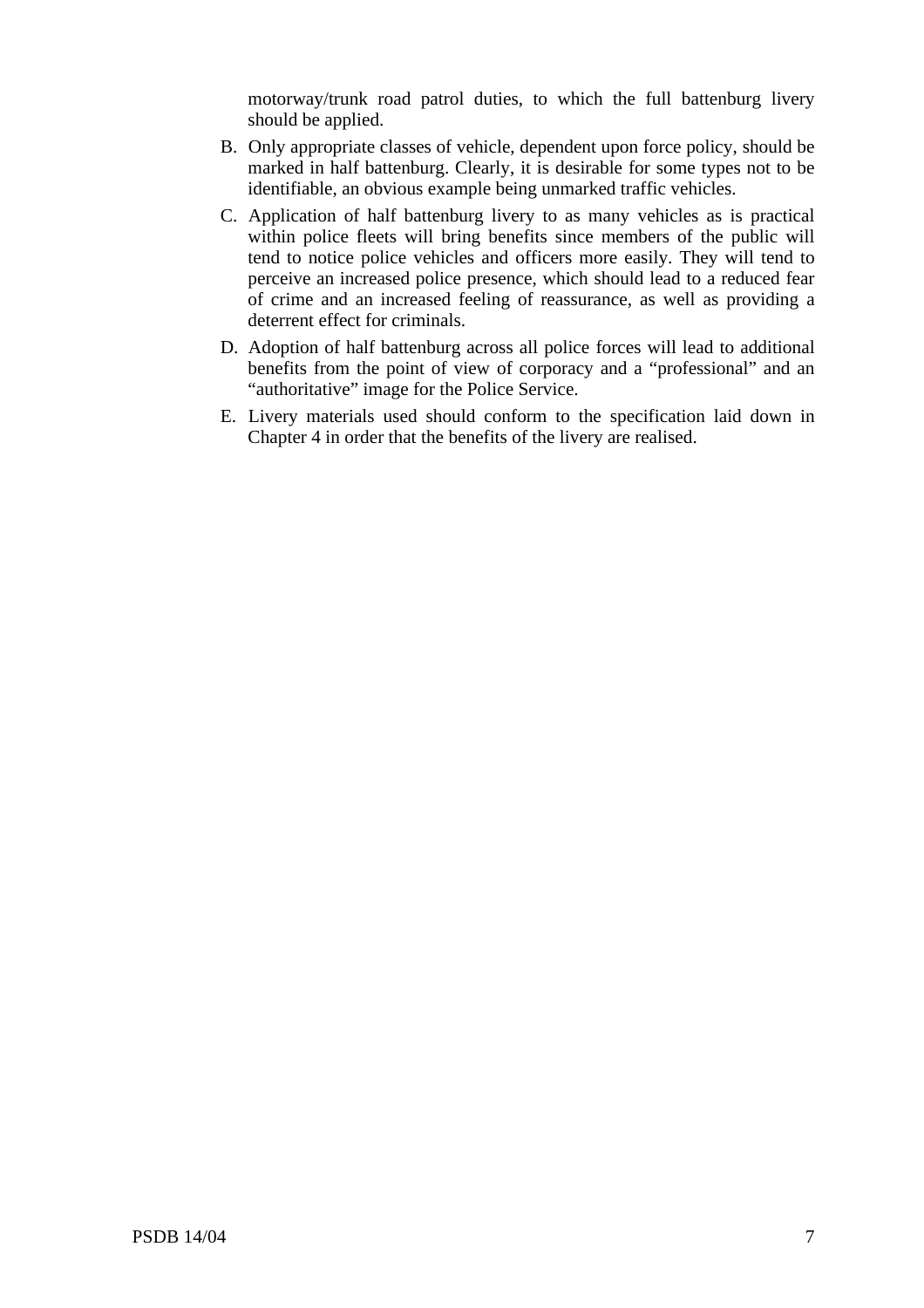motorway/trunk road patrol duties, to which the full battenburg livery should be applied.

B. Only appropriate classes of vehicle, dependent upon force policy, should be marked in half battenburg. Clearly, it is desirable for some types not to be identifiable, an obvious example being unmarked traffic vehicles.

C. Application of half battenburg livery to as many vehicles as is practical within police fleets will bring benefits since members of the public will tend to notice police vehicles and officers more easily. They will tend to perceive an increased police presence, which should lead to a reduced fear of crime and an increased feeling of reassurance, as well as providing a deterrent effect for criminals.

D. Adoption of half battenburg across all police forces will lead to additional benefits from the point of view of corporacy and a "professional" and an "authoritative" image for the Police Service.

E. Livery materials used should conform to the specification laid down in Chapter 4 in order that the benefits of the livery are realised.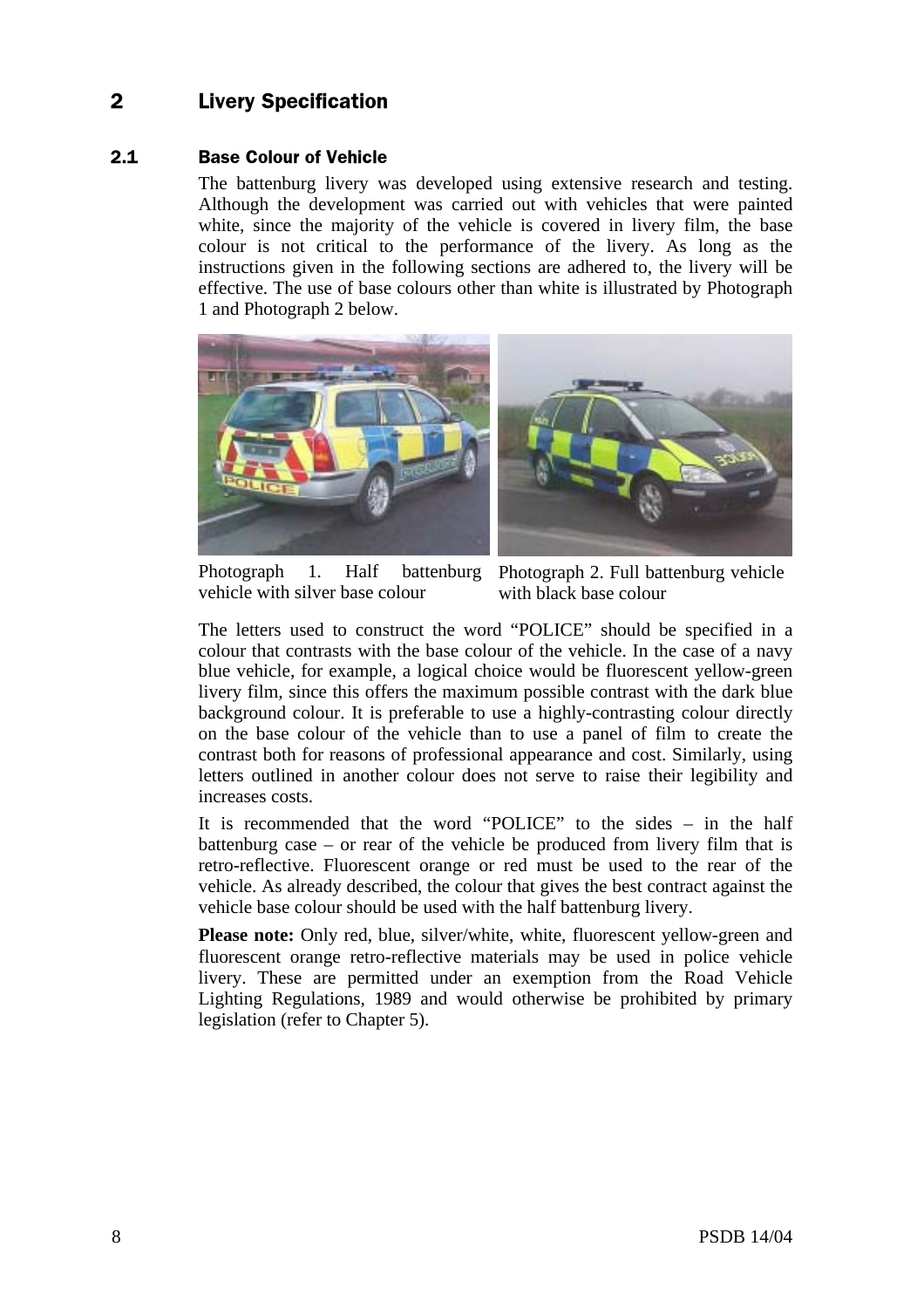# 2 Livery Specification

## 2.1 Base Colour of Vehicle

The battenburg livery was developed using extensive research and testing. Although the development was carried out with vehicles that were painted white, since the majority of the vehicle is covered in livery film, the base colour is not critical to the performance of the livery. As long as the instructions given in the following sections are adhered to, the livery will be effective. The use of base colours other than white is illustrated by Photograph 1 and Photograph 2 below.

Photograph 1. Half battenburg vehicle with silver base colour

Photograph 2. Full battenburg vehicle with black base colour

The letters used to construct the word "POLICE" should be specified in a colour that contrasts with the base colour of the vehicle. In the case of a navy blue vehicle, for example, a logical choice would be fluorescent yellow-green livery film, since this offers the maximum possible contrast with the dark blue background colour. It is preferable to use a highly-contrasting colour directly on the base colour of the vehicle than to use a panel of film to create the contrast both for reasons of professional appearance and cost. Similarly, using letters outlined in another colour does not serve to raise their legibility and increases costs.

It is recommended that the word "POLICE" to the sides – in the half battenburg case – or rear of the vehicle be produced from livery film that is retro-reflective. Fluorescent orange or red must be used to the rear of the vehicle. As already described, the colour that gives the best contract against the vehicle base colour should be used with the half battenburg livery.

**Please note:** Only red, blue, silver/white, white, fluorescent yellow-green and fluorescent orange retro-reflective materials may be used in police vehicle livery. These are permitted under an exemption from the Road Vehicle Lighting Regulations, 1989 and would otherwise be prohibited by primary legislation (refer to Chapter 5).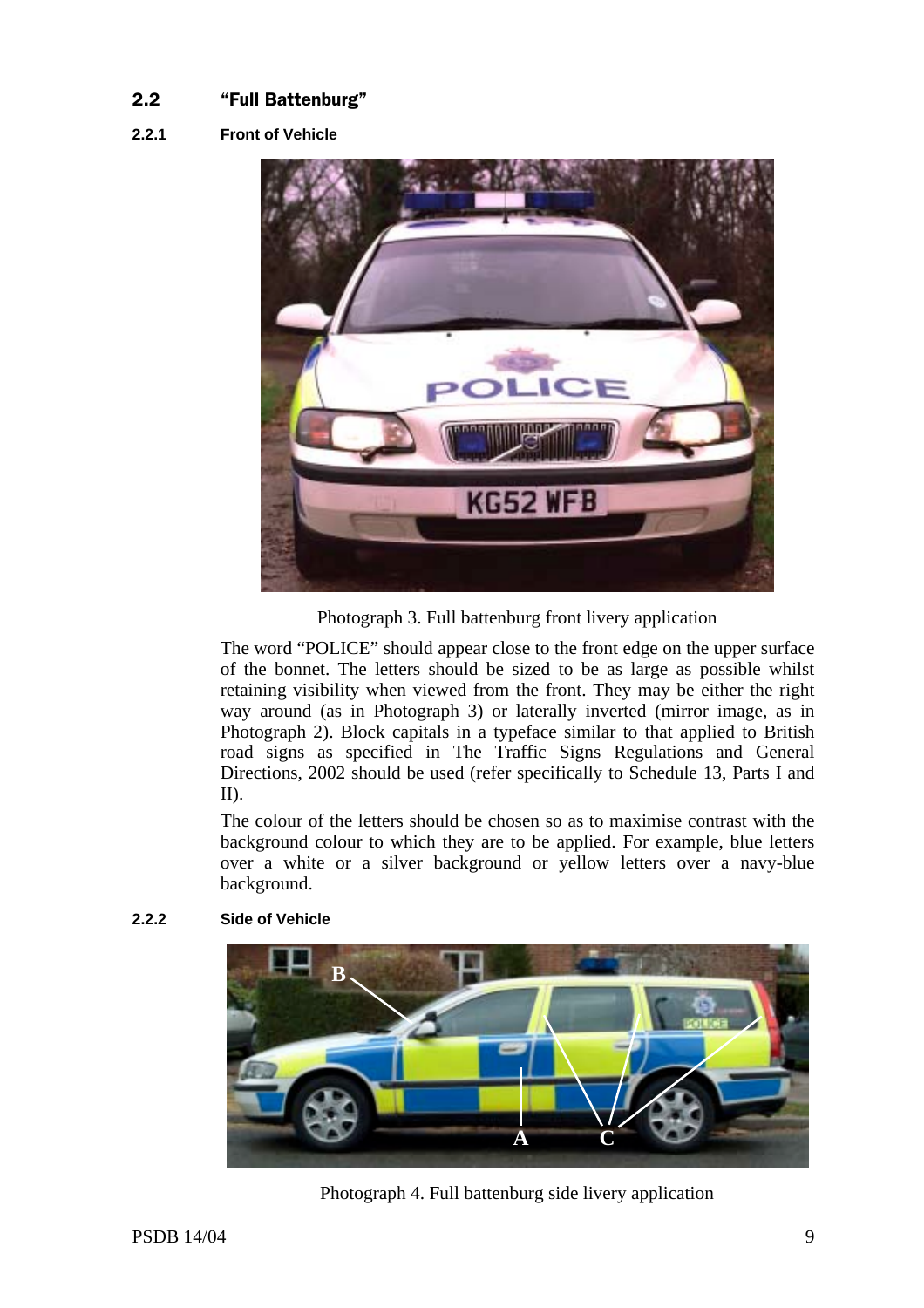## 2.2 "Full Battenburg"

### 2.2.1 Front of Vehicle

Photograph 3. Full battenburg front livery application

The word "POLICE" should appear close to the front edge on the upper surface of the bonnet. The letters should be sized to be as large as possible whilst retaining visibility when viewed from the front. They may be either the right way around (as in Photograph 3) or laterally inverted (mirror image, as in Photograph 2). Block capitals in a typeface similar to that applied to British road signs as specified in The Traffic Signs Regulations and General Directions, 2002 should be used (refer specifically to Schedule 13, Parts I and II).

The colour of the letters should be chosen so as to maximise contrast with the background colour to which they are to be applied. For example, blue letters over a white or a silver background or yellow letters over a navy-blue background.

### 2.2.2 Side of Vehicle

Photograph 4. Full battenburg side livery application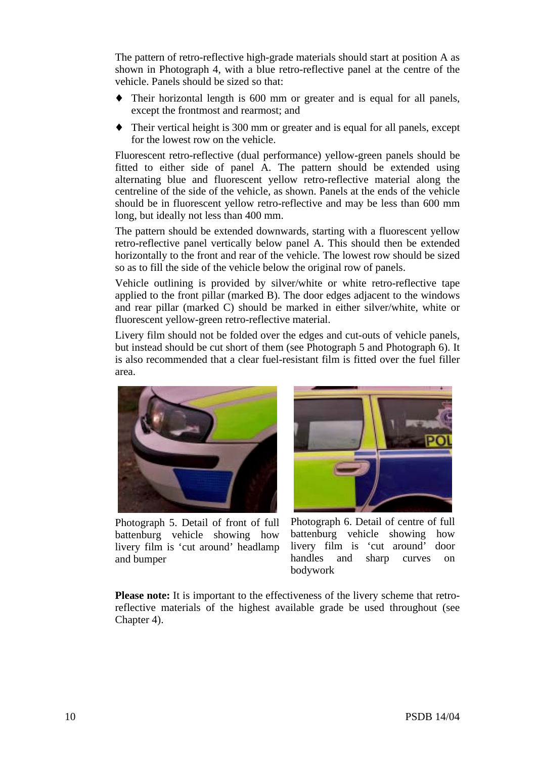The pattern of retro-reflective high-grade materials should start at position A as shown in Photograph 4, with a blue retro-reflective panel at the centre of the vehicle. Panels should be sized so that:

- Their horizontal length is 600 mm or greater and is equal for all panels, except the frontmost and rearmost; and
- Their vertical height is 300 mm or greater and is equal for all panels, except for the lowest row on the vehicle.

Fluorescent retro-reflective (dual performance) yellow-green panels should be fitted to either side of panel A. The pattern should be extended using alternating blue and fluorescent yellow retro-reflective material along the centreline of the side of the vehicle, as shown. Panels at the ends of the vehicle should be in fluorescent yellow retro-reflective and may be less than 600 mm long, but ideally not less than 400 mm.

The pattern should be extended downwards, starting with a fluorescent yellow retro-reflective panel vertically below panel A. This should then be extended horizontally to the front and rear of the vehicle. The lowest row should be sized so as to fill the side of the vehicle below the original row of panels.

Vehicle outlining is provided by silver/white or white retro-reflective tape applied to the front pillar (marked B). The door edges adjacent to the windows and rear pillar (marked C) should be marked in either silver/white, white or fluorescent yellow-green retro-reflective material.

Livery film should not be folded over the edges and cut-outs of vehicle panels, but instead should be cut short of them (see Photograph 5 and Photograph 6). It is also recommended that a clear fuel-resistant film is fitted over the fuel filler area.

Photograph 5. Detail of front of full battenburg vehicle showing how livery film is 'cut around' headlamp and bumper

Photograph 6. Detail of centre of full battenburg vehicle showing how livery film is 'cut around' door handles and sharp curves on bodywork

**Please note:** It is important to the effectiveness of the livery scheme that retro-reflective materials of the highest available grade be used throughout (see Chapter 4).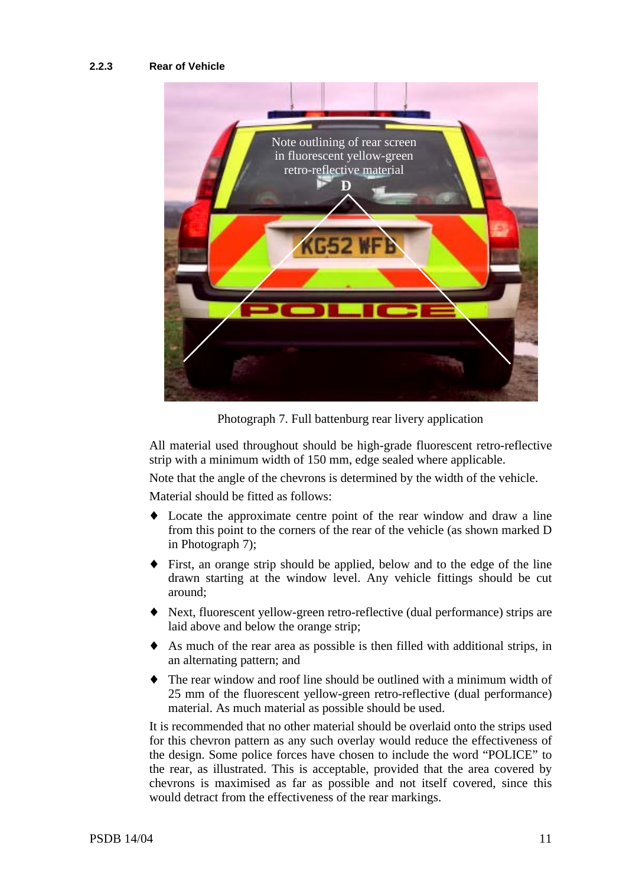### 2.2.3 Rear of Vehicle

Note outlining of rear screen in fluorescent yellow-green retro-reflective material

D

Photograph 7. Full battenburg rear livery application

All material used throughout should be high-grade fluorescent retro-reflective strip with a minimum width of 150 mm, edge sealed where applicable.

Note that the angle of the chevrons is determined by the width of the vehicle.

Material should be fitted as follows:

- Locate the approximate centre point of the rear window and draw a line from this point to the corners of the rear of the vehicle (as shown marked D in Photograph 7);
- First, an orange strip should be applied, below and to the edge of the line drawn starting at the window level. Any vehicle fittings should be cut around;
- Next, fluorescent yellow-green retro-reflective (dual performance) strips are laid above and below the orange strip;
- As much of the rear area as possible is then filled with additional strips, in an alternating pattern; and
- The rear window and roof line should be outlined with a minimum width of 25 mm of the fluorescent yellow-green retro-reflective (dual performance) material. As much material as possible should be used.

It is recommended that no other material should be overlaid onto the strips used for this chevron pattern as any such overlay would reduce the effectiveness of the design. Some police forces have chosen to include the word "POLICE" to the rear, as illustrated. This is acceptable, provided that the area covered by chevrons is maximised as far as possible and not itself covered, since this would detract from the effectiveness of the rear markings.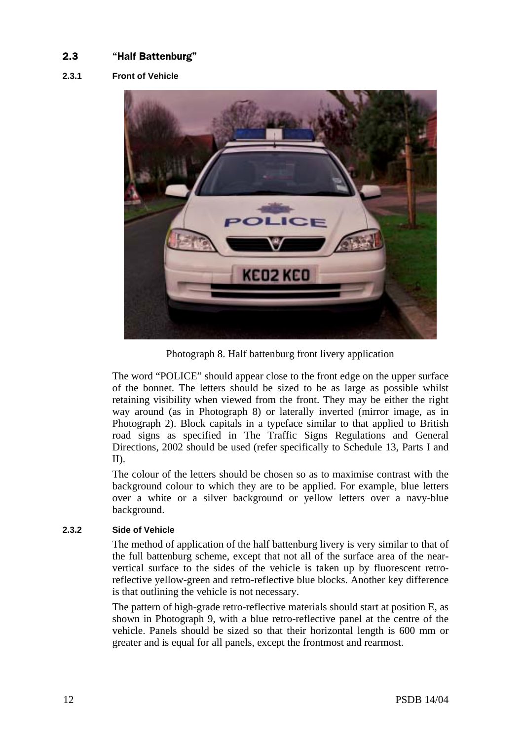## 2.3 "Half Battenburg"

### 2.3.1 Front of Vehicle

Photograph 8. Half battenburg front livery application

The word "POLICE" should appear close to the front edge on the upper surface of the bonnet. The letters should be sized to be as large as possible whilst retaining visibility when viewed from the front. They may be either the right way around (as in Photograph 8) or laterally inverted (mirror image, as in Photograph 2). Block capitals in a typeface similar to that applied to British road signs as specified in The Traffic Signs Regulations and General Directions, 2002 should be used (refer specifically to Schedule 13, Parts I and II).

The colour of the letters should be chosen so as to maximise contrast with the background colour to which they are to be applied. For example, blue letters over a white or a silver background or yellow letters over a navy-blue background.

### 2.3.2 Side of Vehicle

The method of application of the half battenburg livery is very similar to that of the full battenburg scheme, except that not all of the surface area of the near-vertical surface to the sides of the vehicle is taken up by fluorescent retro-reflective yellow-green and retro-reflective blue blocks. Another key difference is that outlining the vehicle is not necessary.

The pattern of high-grade retro-reflective materials should start at position E, as shown in Photograph 9, with a blue retro-reflective panel at the centre of the vehicle. Panels should be sized so that their horizontal length is 600 mm or greater and is equal for all panels, except the frontmost and rearmost.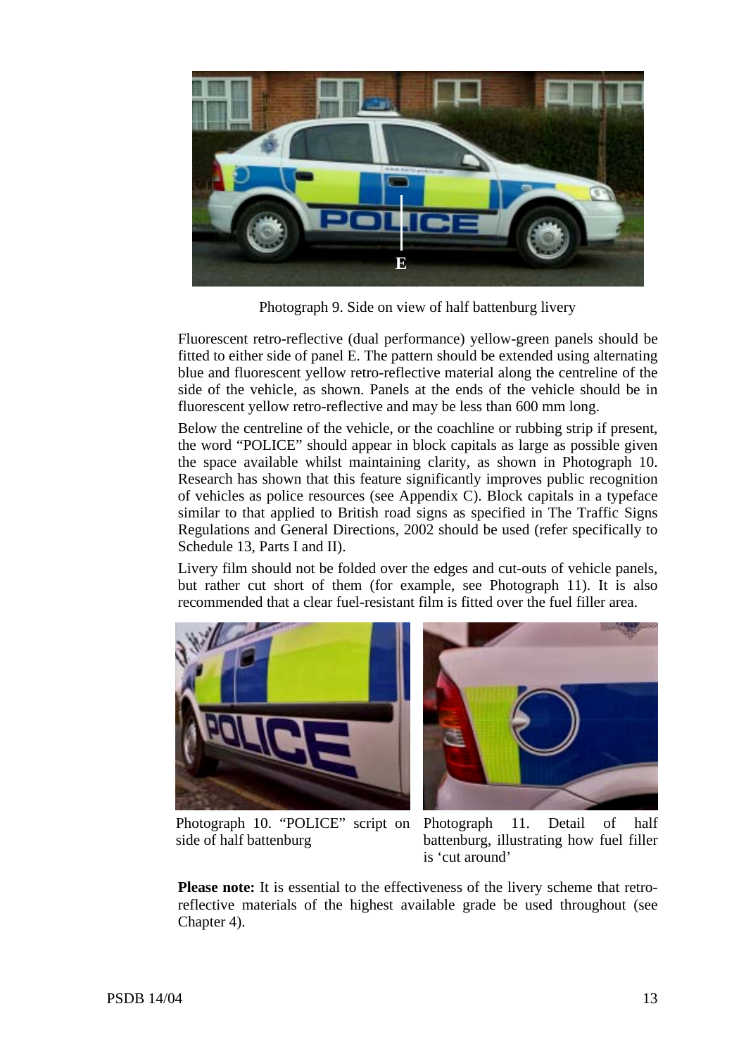Photograph 9. Side on view of half battenburg livery

Fluorescent retro-reflective (dual performance) yellow-green panels should be fitted to either side of panel E. The pattern should be extended using alternating blue and fluorescent yellow retro-reflective material along the centreline of the side of the vehicle, as shown. Panels at the ends of the vehicle should be in fluorescent yellow retro-reflective and may be less than 600 mm long.

Below the centreline of the vehicle, or the coachline or rubbing strip if present, the word "POLICE" should appear in block capitals as large as possible given the space available whilst maintaining clarity, as shown in Photograph 10. Research has shown that this feature significantly improves public recognition of vehicles as police resources (see Appendix C). Block capitals in a typeface similar to that applied to British road signs as specified in The Traffic Signs Regulations and General Directions, 2002 should be used (refer specifically to Schedule 13, Parts I and II).

Livery film should not be folded over the edges and cut-outs of vehicle panels, but rather cut short of them (for example, see Photograph 11). It is also recommended that a clear fuel-resistant film is fitted over the fuel filler area.

Photograph 10. "POLICE" script on side of half battenburg

Photograph 11. Detail of half battenburg, illustrating how fuel filler is 'cut around'

**Please note:** It is essential to the effectiveness of the livery scheme that retro-reflective materials of the highest available grade be used throughout (see Chapter 4).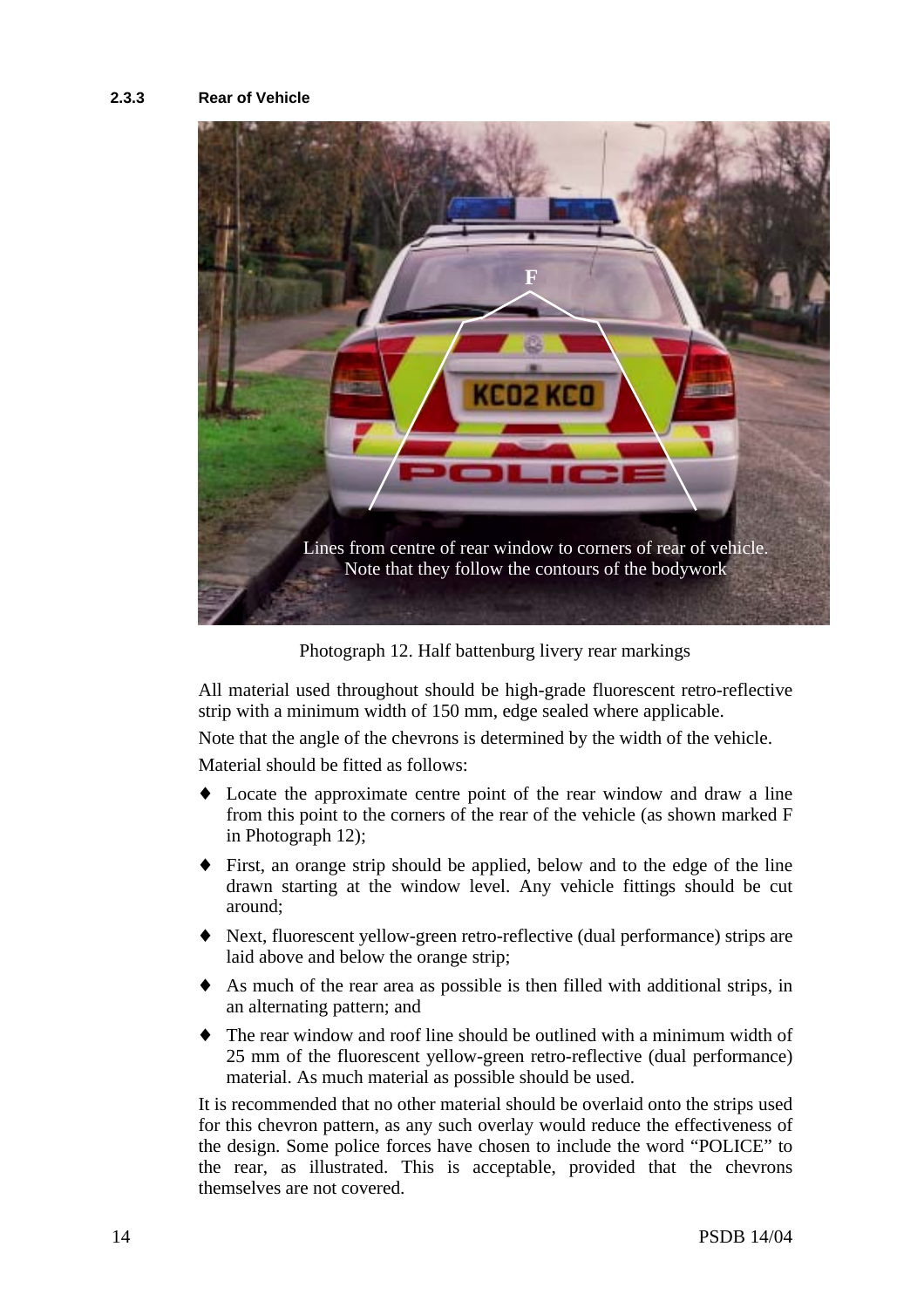### 2.3.3 Rear of Vehicle

Photograph 12. Half battenburg livery rear markings

All material used throughout should be high-grade fluorescent retro-reflective strip with a minimum width of 150 mm, edge sealed where applicable.

Note that the angle of the chevrons is determined by the width of the vehicle.

Material should be fitted as follows:

- Locate the approximate centre point of the rear window and draw a line from this point to the corners of the rear of the vehicle (as shown marked F in Photograph 12);
- First, an orange strip should be applied, below and to the edge of the line drawn starting at the window level. Any vehicle fittings should be cut around;
- Next, fluorescent yellow-green retro-reflective (dual performance) strips are laid above and below the orange strip;
- As much of the rear area as possible is then filled with additional strips, in an alternating pattern; and
- The rear window and roof line should be outlined with a minimum width of 25 mm of the fluorescent yellow-green retro-reflective (dual performance) material. As much material as possible should be used.

It is recommended that no other material should be overlaid onto the strips used for this chevron pattern, as any such overlay would reduce the effectiveness of the design. Some police forces have chosen to include the word “POLICE” to the rear, as illustrated. This is acceptable, provided that the chevrons themselves are not covered.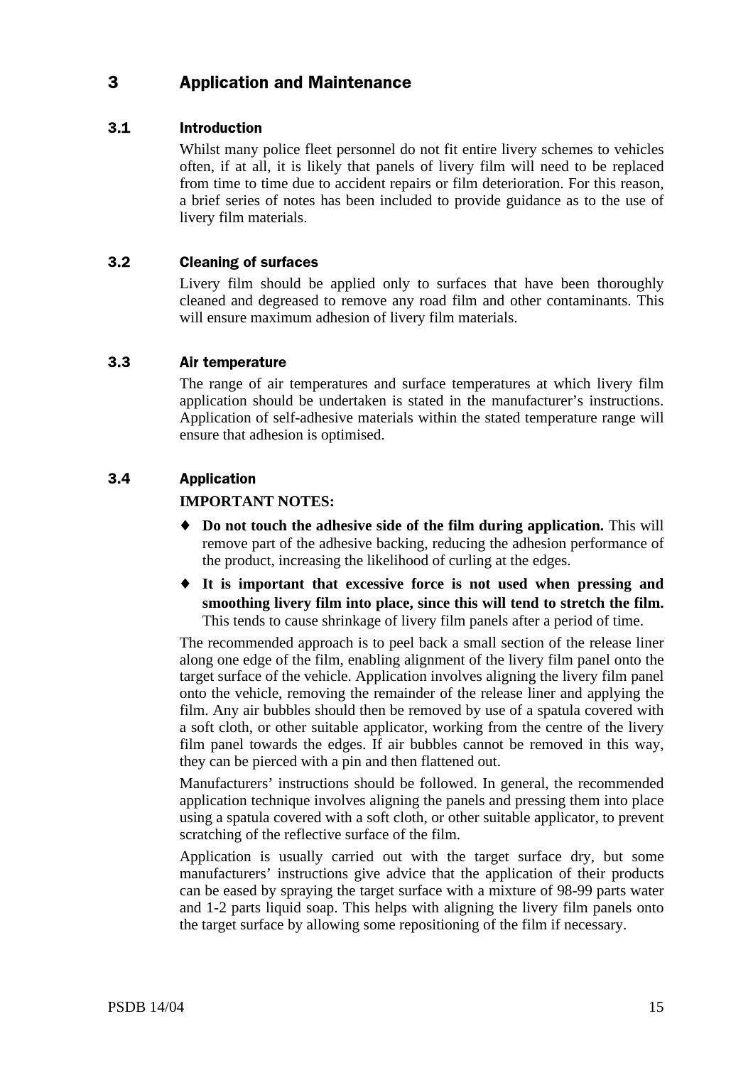# 3 Application and Maintenance

## 3.1 Introduction

Whilst many police fleet personnel do not fit entire livery schemes to vehicles often, if at all, it is likely that panels of livery film will need to be replaced from time to time due to accident repairs or film deterioration. For this reason, a brief series of notes has been included to provide guidance as to the use of livery film materials.

## 3.2 Cleaning of surfaces

Livery film should be applied only to surfaces that have been thoroughly cleaned and degreased to remove any road film and other contaminants. This will ensure maximum adhesion of livery film materials.

## 3.3 Air temperature

The range of air temperatures and surface temperatures at which livery film application should be undertaken is stated in the manufacturer's instructions. Application of self-adhesive materials within the stated temperature range will ensure that adhesion is optimised.

## 3.4 Application

**IMPORTANT NOTES:**

- **Do not touch the adhesive side of the film during application.** This will remove part of the adhesive backing, reducing the adhesion performance of the product, increasing the likelihood of curling at the edges.
- **It is important that excessive force is not used when pressing and smoothing livery film into place, since this will tend to stretch the film.** This tends to cause shrinkage of livery film panels after a period of time.

The recommended approach is to peel back a small section of the release liner along one edge of the film, enabling alignment of the livery film panel onto the target surface of the vehicle. Application involves aligning the livery film panel onto the vehicle, removing the remainder of the release liner and applying the film. Any air bubbles should then be removed by use of a spatula covered with a soft cloth, or other suitable applicator, working from the centre of the livery film panel towards the edges. If air bubbles cannot be removed in this way, they can be pierced with a pin and then flattened out.

Manufacturers' instructions should be followed. In general, the recommended application technique involves aligning the panels and pressing them into place using a spatula covered with a soft cloth, or other suitable applicator, to prevent scratching of the reflective surface of the film.

Application is usually carried out with the target surface dry, but some manufacturers' instructions give advice that the application of their products can be eased by spraying the target surface with a mixture of 98-99 parts water and 1-2 parts liquid soap. This helps with aligning the livery film panels onto the target surface by allowing some repositioning of the film if necessary.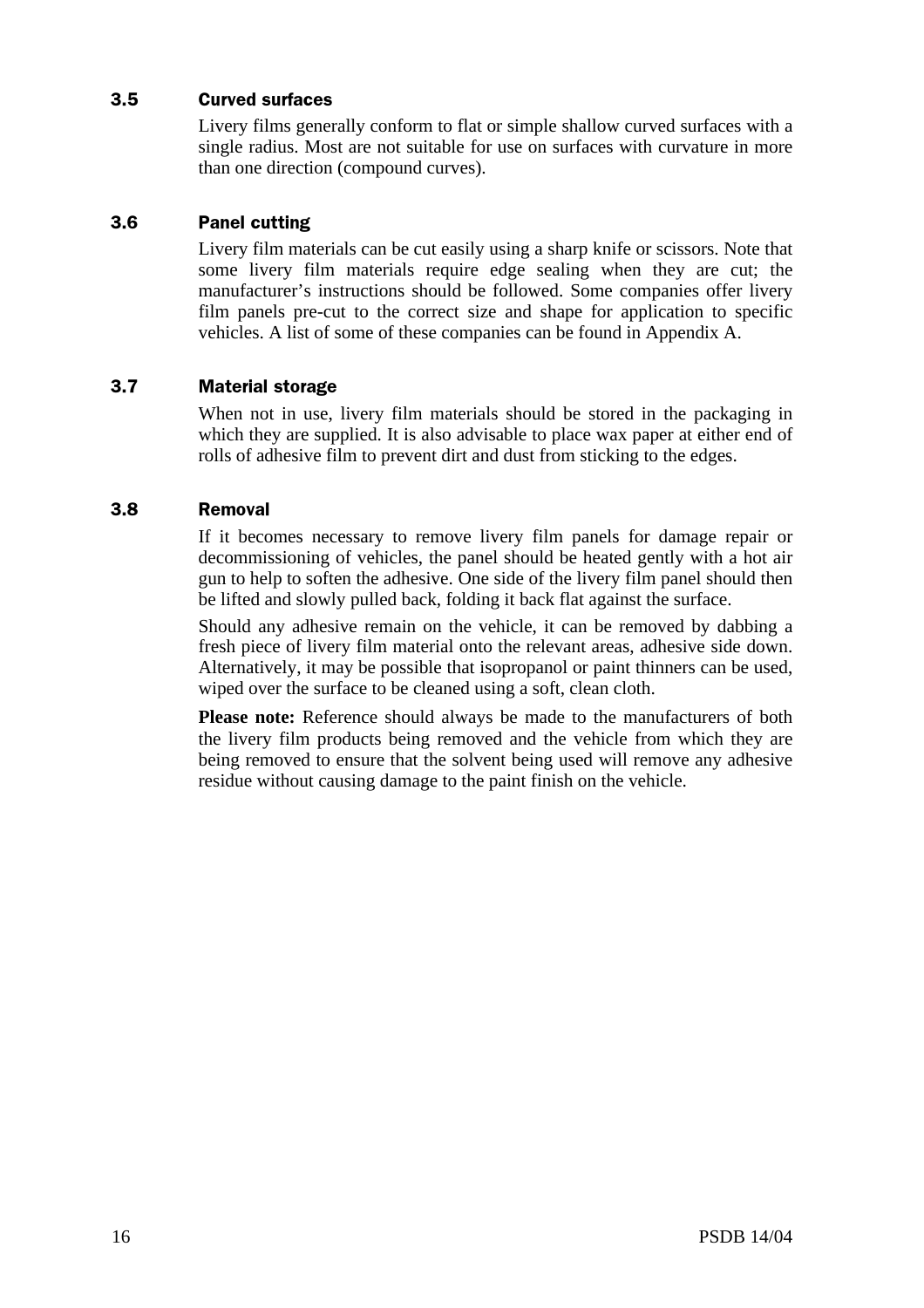### 3.5 Curved surfaces

Livery films generally conform to flat or simple shallow curved surfaces with a single radius. Most are not suitable for use on surfaces with curvature in more than one direction (compound curves).

### 3.6 Panel cutting

Livery film materials can be cut easily using a sharp knife or scissors. Note that some livery film materials require edge sealing when they are cut; the manufacturer's instructions should be followed. Some companies offer livery film panels pre-cut to the correct size and shape for application to specific vehicles. A list of some of these companies can be found in Appendix A.

### 3.7 Material storage

When not in use, livery film materials should be stored in the packaging in which they are supplied. It is also advisable to place wax paper at either end of rolls of adhesive film to prevent dirt and dust from sticking to the edges.

### 3.8 Removal

If it becomes necessary to remove livery film panels for damage repair or decommissioning of vehicles, the panel should be heated gently with a hot air gun to help to soften the adhesive. One side of the livery film panel should then be lifted and slowly pulled back, folding it back flat against the surface.

Should any adhesive remain on the vehicle, it can be removed by dabbing a fresh piece of livery film material onto the relevant areas, adhesive side down. Alternatively, it may be possible that isopropanol or paint thinners can be used, wiped over the surface to be cleaned using a soft, clean cloth.

**Please note:** Reference should always be made to the manufacturers of both the livery film products being removed and the vehicle from which they are being removed to ensure that the solvent being used will remove any adhesive residue without causing damage to the paint finish on the vehicle.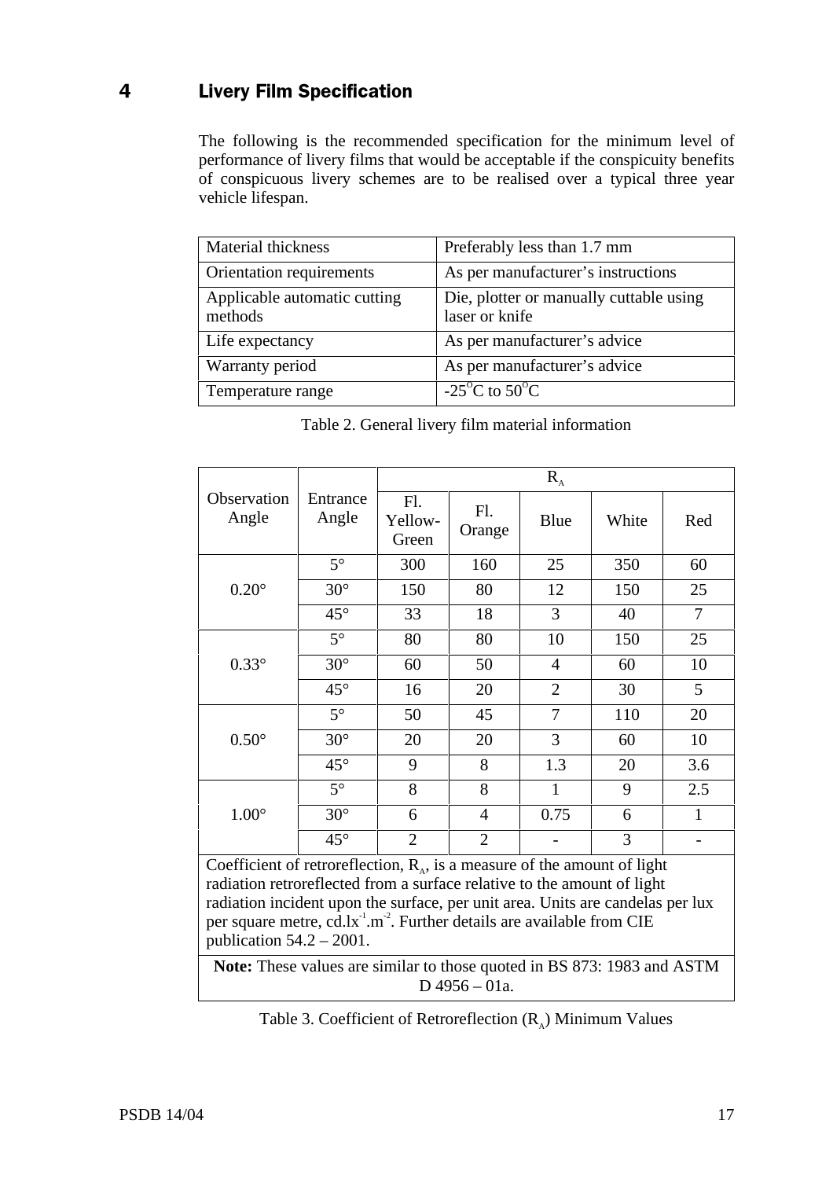# 4 Livery Film Specification

The following is the recommended specification for the minimum level of performance of livery films that would be acceptable if the conspicuity benefits of conspicuous livery schemes are to be realised over a typical three year vehicle lifespan.

| | |
|---|---|
| Material thickness | Preferably less than 1.7 mm |
| Orientation requirements | As per manufacturer's instructions |
| Applicable automatic cutting methods | Die, plotter or manually cuttable using laser or knife |
| Life expectancy | As per manufacturer's advice |
| Warranty period | As per manufacturer's advice |
| Temperature range | -25°C to 50°C |

Table 2. General livery film material information

| Observation Angle | Entrance Angle | $R_A$ | | | | |
|---|---|---|---|---|---|---|
| | | Fl. Yellow-Green | Fl. Orange | Blue | White | Red |
| 0.20° | 5° | 300 | 160 | 25 | 350 | 60 |
| | 30° | 150 | 80 | 12 | 150 | 25 |
| | 45° | 33 | 18 | 3 | 40 | 7 |
| 0.33° | 5° | 80 | 80 | 10 | 150 | 25 |
| | 30° | 60 | 50 | 4 | 60 | 10 |
| | 45° | 16 | 20 | 2 | 30 | 5 |
| 0.50° | 5° | 50 | 45 | 7 | 110 | 20 |
| | 30° | 20 | 20 | 3 | 60 | 10 |
| | 45° | 9 | 8 | 1.3 | 20 | 3.6 |
| 1.00° | 5° | 8 | 8 | 1 | 9 | 2.5 |
| | 30° | 6 | 4 | 0.75 | 6 | 1 |
| | 45° | 2 | 2 | - | 3 | - |

Coefficient of retroreflection, $R_A$, is a measure of the amount of light radiation retroreflected from a surface relative to the amount of light radiation incident upon the surface, per unit area. Units are candelas per lux per square metre, $cd.lx^{-1}.m^{-2}$. Further details are available from CIE publication 54.2 – 2001.

**Note:** These values are similar to those quoted in BS 873: 1983 and ASTM D 4956 – 01a.

Table 3. Coefficient of Retroreflection ($R_A$) Minimum Values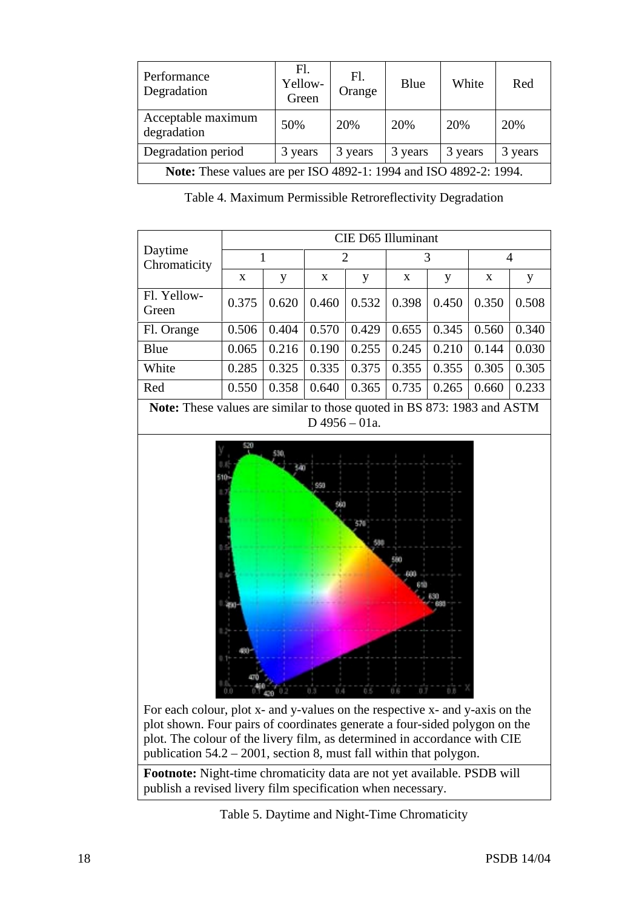| Performance Degradation | Fl. Yellow-Green | Fl. Orange | Blue | White | Red |
|---|---|---|---|---|---|
| Acceptable maximum degradation | 50% | 20% | 20% | 20% | 20% |
| Degradation period | 3 years | 3 years | 3 years | 3 years | 3 years |
| **Note:** These values are per ISO 4892-1: 1994 and ISO 4892-2: 1994. | | | | | |

Table 4. Maximum Permissible Retroreflectivity Degradation

| Daytime Chromaticity | CIE D65 Illuminant | | | | | | | |
|---|---|---|---|---|---|---|---|---|
| | 1 | | 2 | | 3 | | 4 | |
| | x | y | x | y | x | y | x | y |
| Fl. Yellow-Green | 0.375 | 0.620 | 0.460 | 0.532 | 0.398 | 0.450 | 0.350 | 0.508 |
| Fl. Orange | 0.506 | 0.404 | 0.570 | 0.429 | 0.655 | 0.345 | 0.560 | 0.340 |
| Blue | 0.065 | 0.216 | 0.190 | 0.255 | 0.245 | 0.210 | 0.144 | 0.030 |
| White | 0.285 | 0.325 | 0.335 | 0.375 | 0.355 | 0.355 | 0.305 | 0.305 |
| Red | 0.550 | 0.358 | 0.640 | 0.365 | 0.735 | 0.265 | 0.660 | 0.233 |

**Note:** These values are similar to those quoted in BS 873: 1983 and ASTM D 4956 – 01a.

For each colour, plot x- and y-values on the respective x- and y-axis on the plot shown. Four pairs of coordinates generate a four-sided polygon on the plot. The colour of the livery film, as determined in accordance with CIE publication 54.2 – 2001, section 8, must fall within that polygon.

**Footnote:** Night-time chromaticity data are not yet available. PSDB will publish a revised livery film specification when necessary.

Table 5. Daytime and Night-Time Chromaticity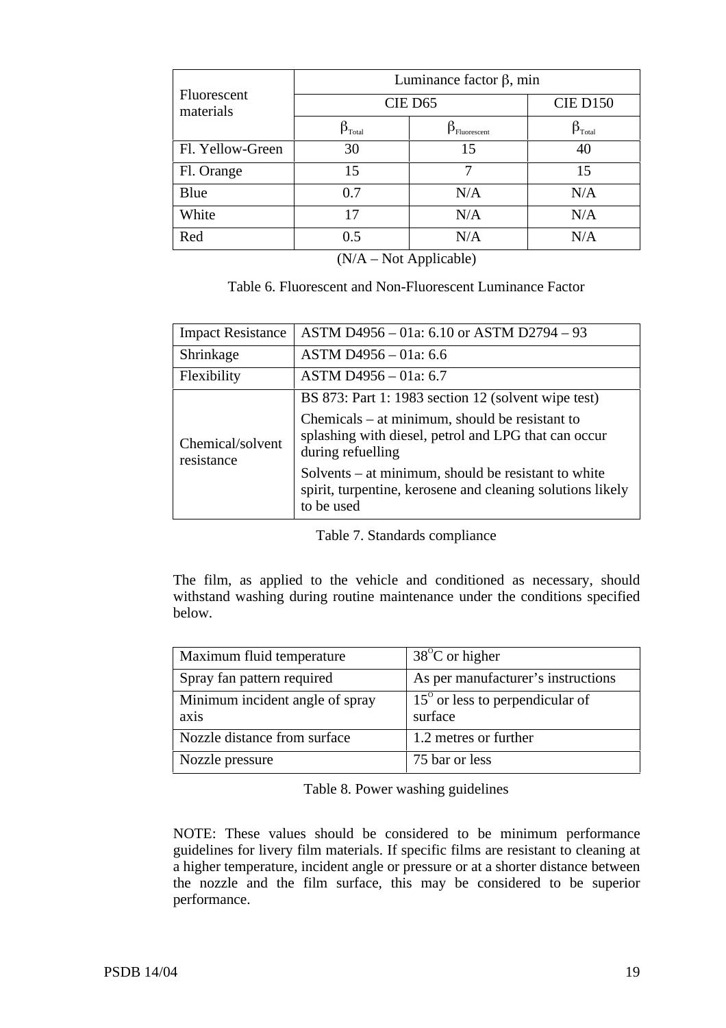| Fluorescent materials | Luminance factor β, min | | |
|---|---|---|---|
| | CIE D65 | | CIE D150 |
| | $\beta_{Total}$ | $\beta_{Fluorescent}$ | $\beta_{Total}$ |
| Fl. Yellow-Green | 30 | 15 | 40 |
| Fl. Orange | 15 | 7 | 15 |
| Blue | 0.7 | N/A | N/A |
| White | 17 | N/A | N/A |
| Red | 0.5 | N/A | N/A |

(N/A – Not Applicable)

Table 6. Fluorescent and Non-Fluorescent Luminance Factor

| Impact Resistance | ASTM D4956 – 01a: 6.10 or ASTM D2794 – 93 |
|---|---|
| Shrinkage | ASTM D4956 – 01a: 6.6 |
| Flexibility | ASTM D4956 – 01a: 6.7 |
| Chemical/solvent resistance | BS 873: Part 1: 1983 section 12 (solvent wipe test)<br><br>Chemicals – at minimum, should be resistant to splashing with diesel, petrol and LPG that can occur during refuelling<br><br>Solvents – at minimum, should be resistant to white spirit, turpentine, kerosene and cleaning solutions likely to be used |

Table 7. Standards compliance

The film, as applied to the vehicle and conditioned as necessary, should withstand washing during routine maintenance under the conditions specified below.

| Maximum fluid temperature | $38^{o}$C or higher |
|---|---|
| Spray fan pattern required | As per manufacturer's instructions |
| Minimum incident angle of spray axis | $15^{o}$ or less to perpendicular of surface |
| Nozzle distance from surface | 1.2 metres or further |
| Nozzle pressure | 75 bar or less |

Table 8. Power washing guidelines

NOTE: These values should be considered to be minimum performance guidelines for livery film materials. If specific films are resistant to cleaning at a higher temperature, incident angle or pressure or at a shorter distance between the nozzle and the film surface, this may be considered to be superior performance.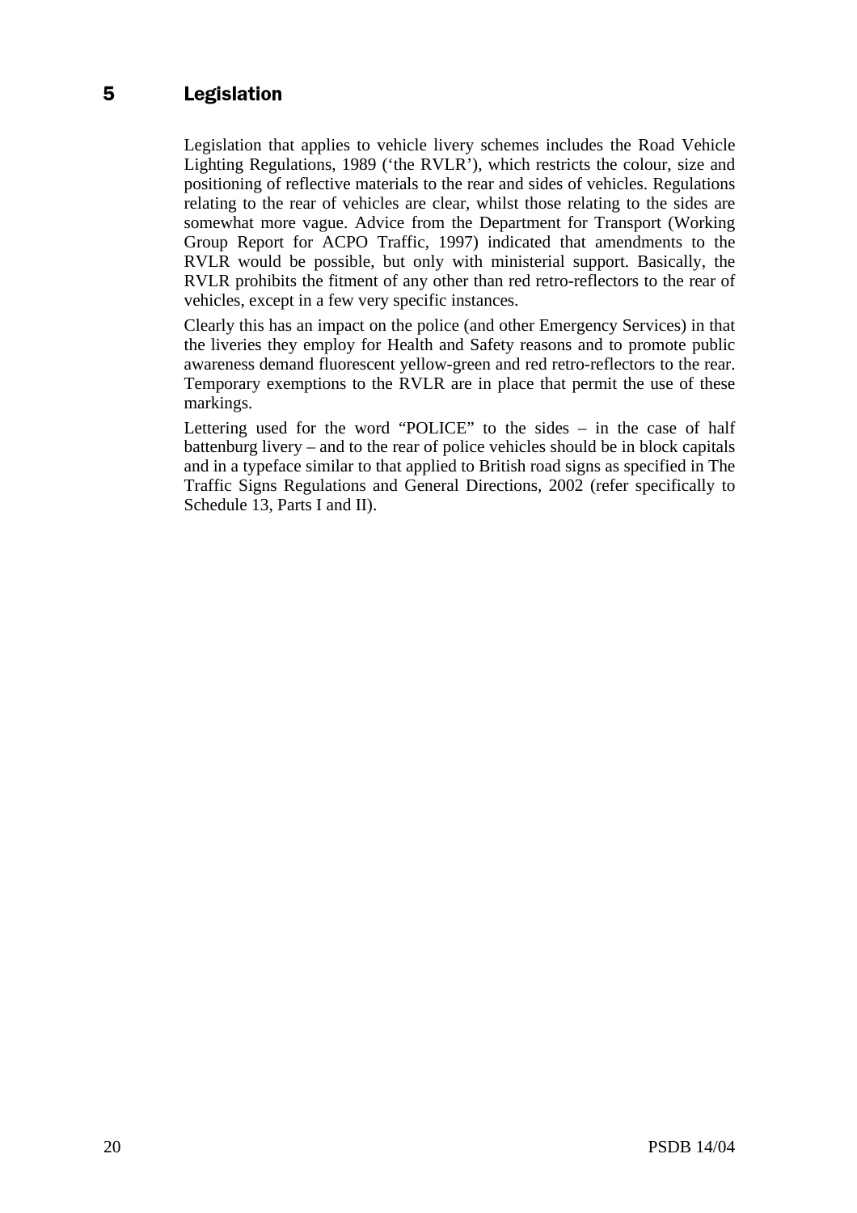# 5 Legislation

Legislation that applies to vehicle livery schemes includes the Road Vehicle Lighting Regulations, 1989 ('the RVLR'), which restricts the colour, size and positioning of reflective materials to the rear and sides of vehicles. Regulations relating to the rear of vehicles are clear, whilst those relating to the sides are somewhat more vague. Advice from the Department for Transport (Working Group Report for ACPO Traffic, 1997) indicated that amendments to the RVLR would be possible, but only with ministerial support. Basically, the RVLR prohibits the fitment of any other than red retro-reflectors to the rear of vehicles, except in a few very specific instances.

Clearly this has an impact on the police (and other Emergency Services) in that the liveries they employ for Health and Safety reasons and to promote public awareness demand fluorescent yellow-green and red retro-reflectors to the rear. Temporary exemptions to the RVLR are in place that permit the use of these markings.

Lettering used for the word "POLICE" to the sides – in the case of half battenburg livery – and to the rear of police vehicles should be in block capitals and in a typeface similar to that applied to British road signs as specified in The Traffic Signs Regulations and General Directions, 2002 (refer specifically to Schedule 13, Parts I and II).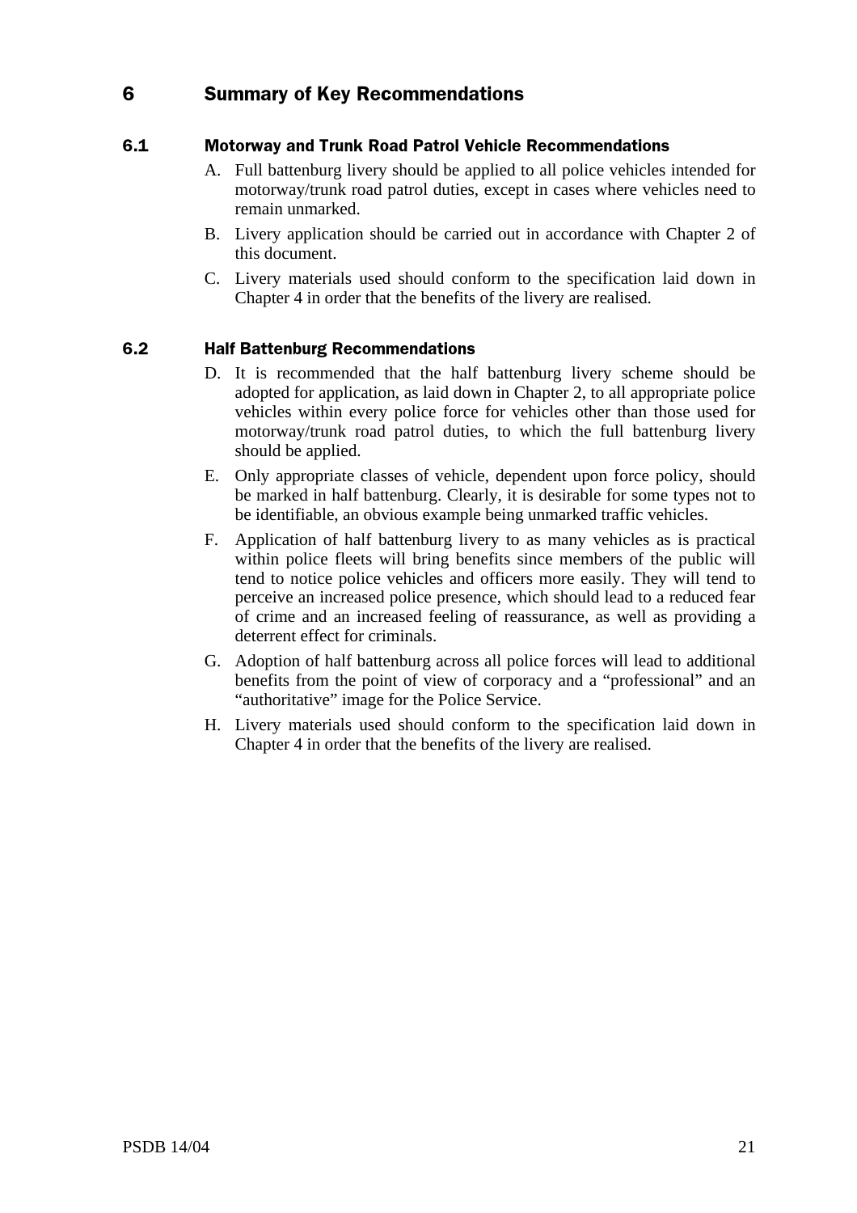# 6 Summary of Key Recommendations

## 6.1 Motorway and Trunk Road Patrol Vehicle Recommendations

A. Full battenburg livery should be applied to all police vehicles intended for motorway/trunk road patrol duties, except in cases where vehicles need to remain unmarked.

B. Livery application should be carried out in accordance with Chapter 2 of this document.

C. Livery materials used should conform to the specification laid down in Chapter 4 in order that the benefits of the livery are realised.

## 6.2 Half Battenburg Recommendations

D. It is recommended that the half battenburg livery scheme should be adopted for application, as laid down in Chapter 2, to all appropriate police vehicles within every police force for vehicles other than those used for motorway/trunk road patrol duties, to which the full battenburg livery should be applied.

E. Only appropriate classes of vehicle, dependent upon force policy, should be marked in half battenburg. Clearly, it is desirable for some types not to be identifiable, an obvious example being unmarked traffic vehicles.

F. Application of half battenburg livery to as many vehicles as is practical within police fleets will bring benefits since members of the public will tend to notice police vehicles and officers more easily. They will tend to perceive an increased police presence, which should lead to a reduced fear of crime and an increased feeling of reassurance, as well as providing a deterrent effect for criminals.

G. Adoption of half battenburg across all police forces will lead to additional benefits from the point of view of corporacy and a “professional” and an “authoritative” image for the Police Service.

H. Livery materials used should conform to the specification laid down in Chapter 4 in order that the benefits of the livery are realised.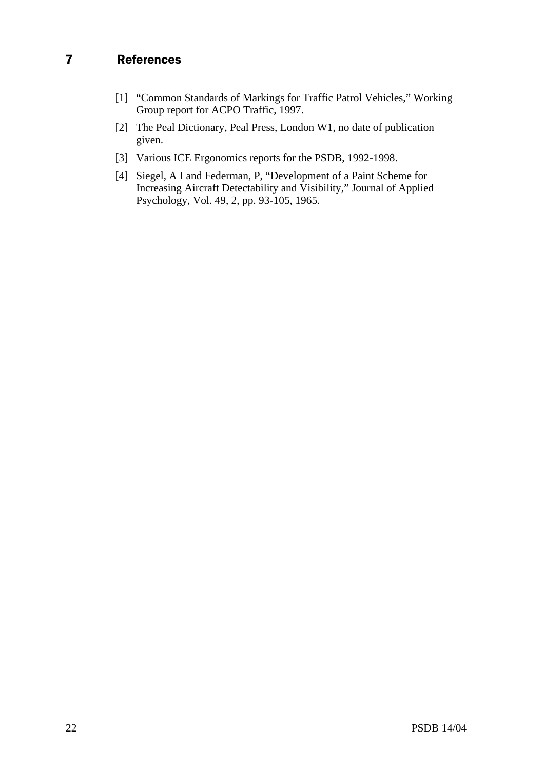# 7 References

[1] "Common Standards of Markings for Traffic Patrol Vehicles," Working Group report for ACPO Traffic, 1997.

[2] The Peal Dictionary, Peal Press, London W1, no date of publication given.

[3] Various ICE Ergonomics reports for the PSDB, 1992-1998.

[4] Siegel, A I and Federman, P, "Development of a Paint Scheme for Increasing Aircraft Detectability and Visibility," Journal of Applied Psychology, Vol. 49, 2, pp. 93-105, 1965.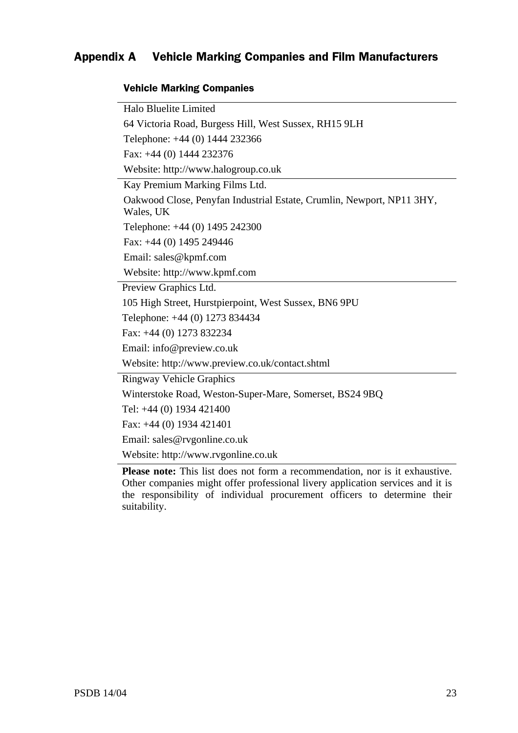# Appendix A Vehicle Marking Companies and Film Manufacturers

## Vehicle Marking Companies

Halo Bluelite Limited

64 Victoria Road, Burgess Hill, West Sussex, RH15 9LH

Telephone: +44 (0) 1444 232366

Fax: +44 (0) 1444 232376

Website: http://www.halogroup.co.uk

---

Kay Premium Marking Films Ltd.

Oakwood Close, Penyfan Industrial Estate, Crumlin, Newport, NP11 3HY, Wales, UK

Telephone: +44 (0) 1495 242300

Fax: +44 (0) 1495 249446

Email: sales@kpmf.com

Website: http://www.kpmf.com

---

Preview Graphics Ltd.

105 High Street, Hurstpierpoint, West Sussex, BN6 9PU

Telephone: +44 (0) 1273 834434

Fax: +44 (0) 1273 832234

Email: info@preview.co.uk

Website: http://www.preview.co.uk/contact.shtml

---

Ringway Vehicle Graphics

Winterstoke Road, Weston-Super-Mare, Somerset, BS24 9BQ

Tel: +44 (0) 1934 421400

Fax: +44 (0) 1934 421401

Email: sales@rvgonline.co.uk

Website: http://www.rvgonline.co.uk

---

**Please note:** This list does not form a recommendation, nor is it exhaustive. Other companies might offer professional livery application services and it is the responsibility of individual procurement officers to determine their suitability.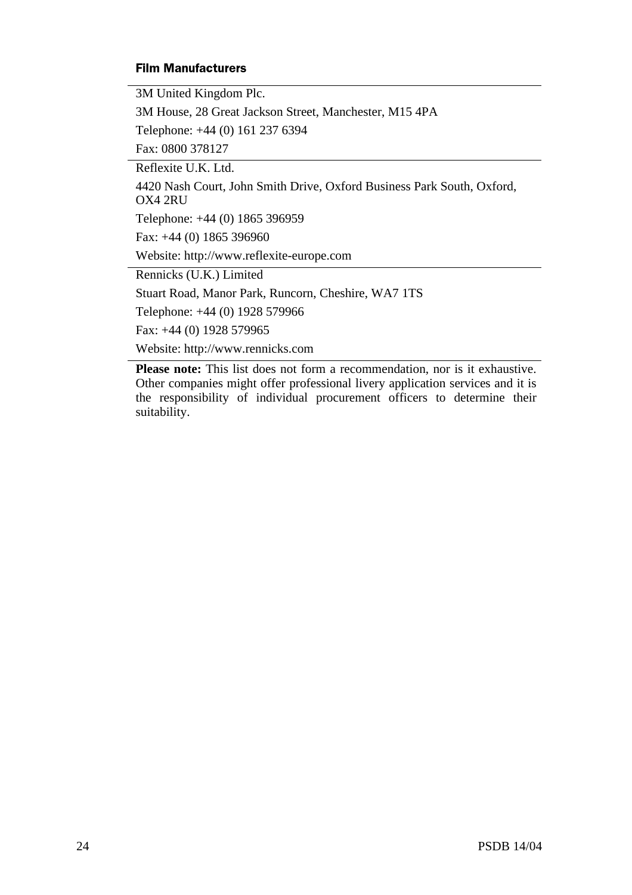### Film Manufacturers

3M United Kingdom Plc.

3M House, 28 Great Jackson Street, Manchester, M15 4PA

Telephone: +44 (0) 161 237 6394

Fax: 0800 378127

---

Reflexite U.K. Ltd.

4420 Nash Court, John Smith Drive, Oxford Business Park South, Oxford, OX4 2RU

Telephone: +44 (0) 1865 396959

Fax: +44 (0) 1865 396960

Website: http://www.reflexite-europe.com

---

Rennicks (U.K.) Limited

Stuart Road, Manor Park, Runcorn, Cheshire, WA7 1TS

Telephone: +44 (0) 1928 579966

Fax: +44 (0) 1928 579965

Website: http://www.rennicks.com

---

**Please note:** This list does not form a recommendation, nor is it exhaustive. Other companies might offer professional livery application services and it is the responsibility of individual procurement officers to determine their suitability.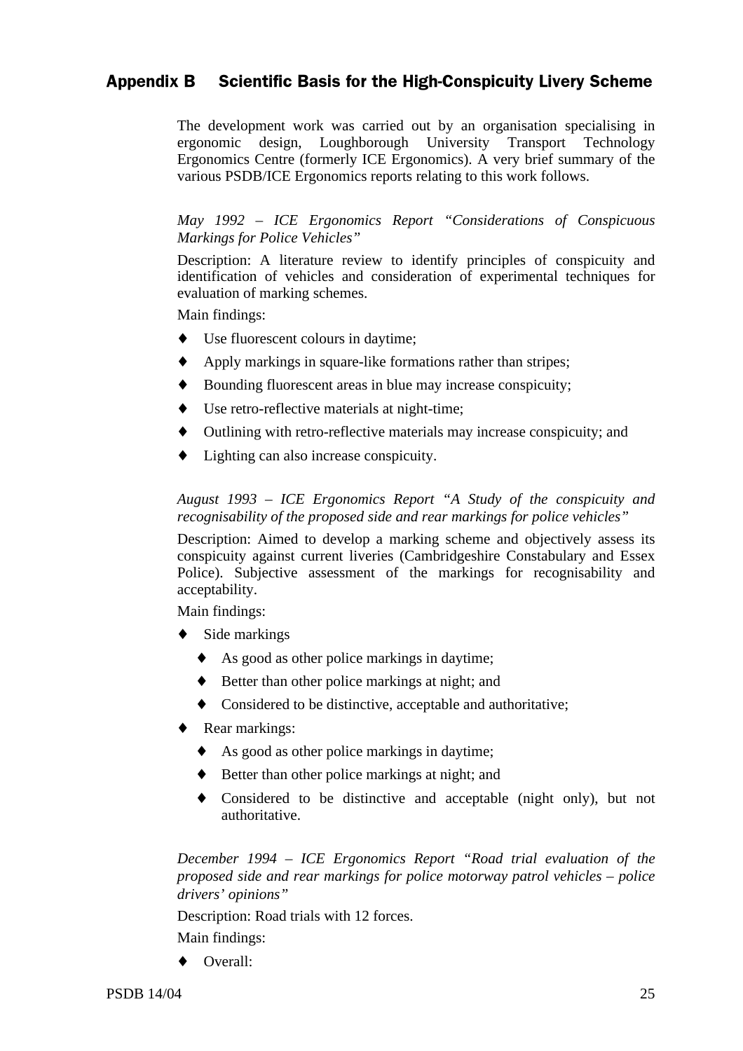## Appendix B Scientific Basis for the High-Conspicuity Livery Scheme

The development work was carried out by an organisation specialising in ergonomic design, Loughborough University Transport Technology Ergonomics Centre (formerly ICE Ergonomics). A very brief summary of the various PSDB/ICE Ergonomics reports relating to this work follows.

*May 1992 – ICE Ergonomics Report "Considerations of Conspicuous Markings for Police Vehicles"*

Description: A literature review to identify principles of conspicuity and identification of vehicles and consideration of experimental techniques for evaluation of marking schemes.

Main findings:

- Use fluorescent colours in daytime;
- Apply markings in square-like formations rather than stripes;
- Bounding fluorescent areas in blue may increase conspicuity;
- Use retro-reflective materials at night-time;
- Outlining with retro-reflective materials may increase conspicuity; and
- Lighting can also increase conspicuity.

*August 1993 – ICE Ergonomics Report "A Study of the conspicuity and recognisability of the proposed side and rear markings for police vehicles"*

Description: Aimed to develop a marking scheme and objectively assess its conspicuity against current liveries (Cambridgeshire Constabulary and Essex Police). Subjective assessment of the markings for recognisability and acceptability.

Main findings:

- Side markings
  - As good as other police markings in daytime;
  - Better than other police markings at night; and
  - Considered to be distinctive, acceptable and authoritative;
- Rear markings:
  - As good as other police markings in daytime;
  - Better than other police markings at night; and
  - Considered to be distinctive and acceptable (night only), but not authoritative.

*December 1994 – ICE Ergonomics Report "Road trial evaluation of the proposed side and rear markings for police motorway patrol vehicles – police drivers' opinions"*

Description: Road trials with 12 forces.

Main findings:

- Overall: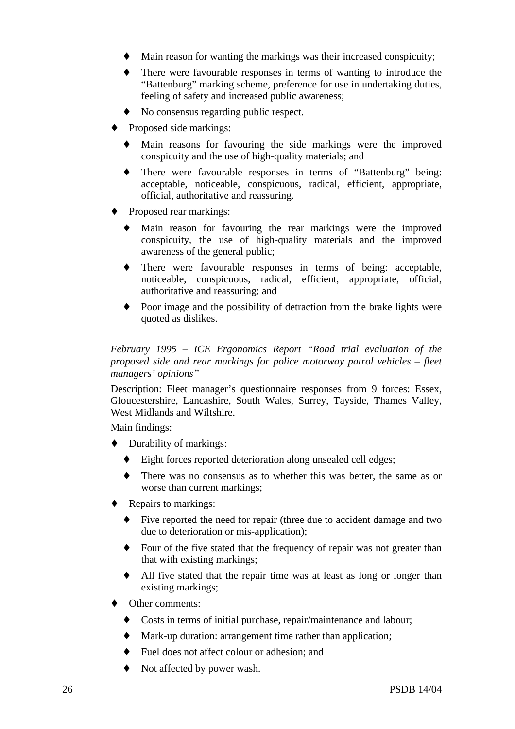- Main reason for wanting the markings was their increased conspicuity;
  - There were favourable responses in terms of wanting to introduce the "Battenburg" marking scheme, preference for use in undertaking duties, feeling of safety and increased public awareness;
  - No consensus regarding public respect.
- Proposed side markings:
  - Main reasons for favouring the side markings were the improved conspicuity and the use of high-quality materials; and
  - There were favourable responses in terms of "Battenburg" being: acceptable, noticeable, conspicuous, radical, efficient, appropriate, official, authoritative and reassuring.
- Proposed rear markings:
  - Main reason for favouring the rear markings were the improved conspicuity, the use of high-quality materials and the improved awareness of the general public;
  - There were favourable responses in terms of being: acceptable, noticeable, conspicuous, radical, efficient, appropriate, official, authoritative and reassuring; and
  - Poor image and the possibility of detraction from the brake lights were quoted as dislikes.

*February 1995 – ICE Ergonomics Report "Road trial evaluation of the proposed side and rear markings for police motorway patrol vehicles – fleet managers' opinions"*

Description: Fleet manager's questionnaire responses from 9 forces: Essex, Gloucestershire, Lancashire, South Wales, Surrey, Tayside, Thames Valley, West Midlands and Wiltshire.

Main findings:

- Durability of markings:
  - Eight forces reported deterioration along unsealed cell edges;
  - There was no consensus as to whether this was better, the same as or worse than current markings;
- Repairs to markings:
  - Five reported the need for repair (three due to accident damage and two due to deterioration or mis-application);
  - Four of the five stated that the frequency of repair was not greater than that with existing markings;
  - All five stated that the repair time was at least as long or longer than existing markings;
- Other comments:
  - Costs in terms of initial purchase, repair/maintenance and labour;
  - Mark-up duration: arrangement time rather than application;
  - Fuel does not affect colour or adhesion; and
  - Not affected by power wash.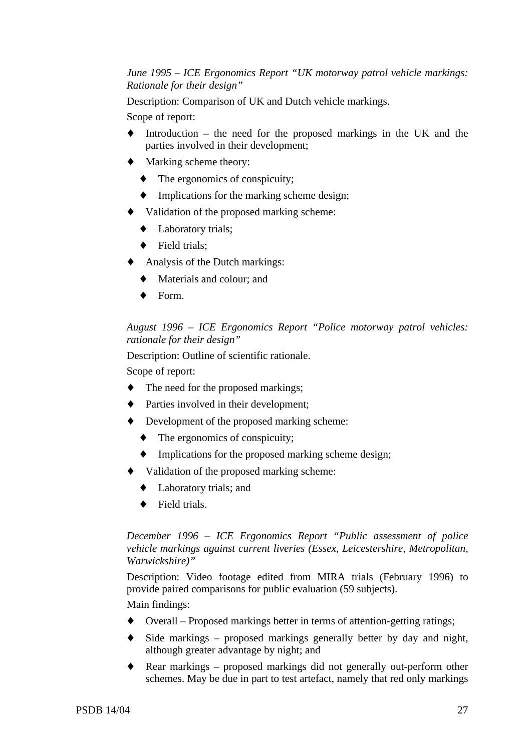*June 1995 – ICE Ergonomics Report "UK motorway patrol vehicle markings: Rationale for their design"*

Description: Comparison of UK and Dutch vehicle markings.

Scope of report:

- Introduction – the need for the proposed markings in the UK and the parties involved in their development;
- Marking scheme theory:
  - The ergonomics of conspicuity;
  - Implications for the marking scheme design;
- Validation of the proposed marking scheme:
  - Laboratory trials;
  - Field trials;
- Analysis of the Dutch markings:
  - Materials and colour; and
  - Form.

*August 1996 – ICE Ergonomics Report "Police motorway patrol vehicles: rationale for their design"*

Description: Outline of scientific rationale.

Scope of report:

- The need for the proposed markings;
- Parties involved in their development;
- Development of the proposed marking scheme:
  - The ergonomics of conspicuity;
  - Implications for the proposed marking scheme design;
- Validation of the proposed marking scheme:
  - Laboratory trials; and
  - Field trials.

*December 1996 – ICE Ergonomics Report "Public assessment of police vehicle markings against current liveries (Essex, Leicestershire, Metropolitan, Warwickshire)"*

Description: Video footage edited from MIRA trials (February 1996) to provide paired comparisons for public evaluation (59 subjects).

Main findings:

- Overall – Proposed markings better in terms of attention-getting ratings;
- Side markings – proposed markings generally better by day and night, although greater advantage by night; and
- Rear markings – proposed markings did not generally out-perform other schemes. May be due in part to test artefact, namely that red only markings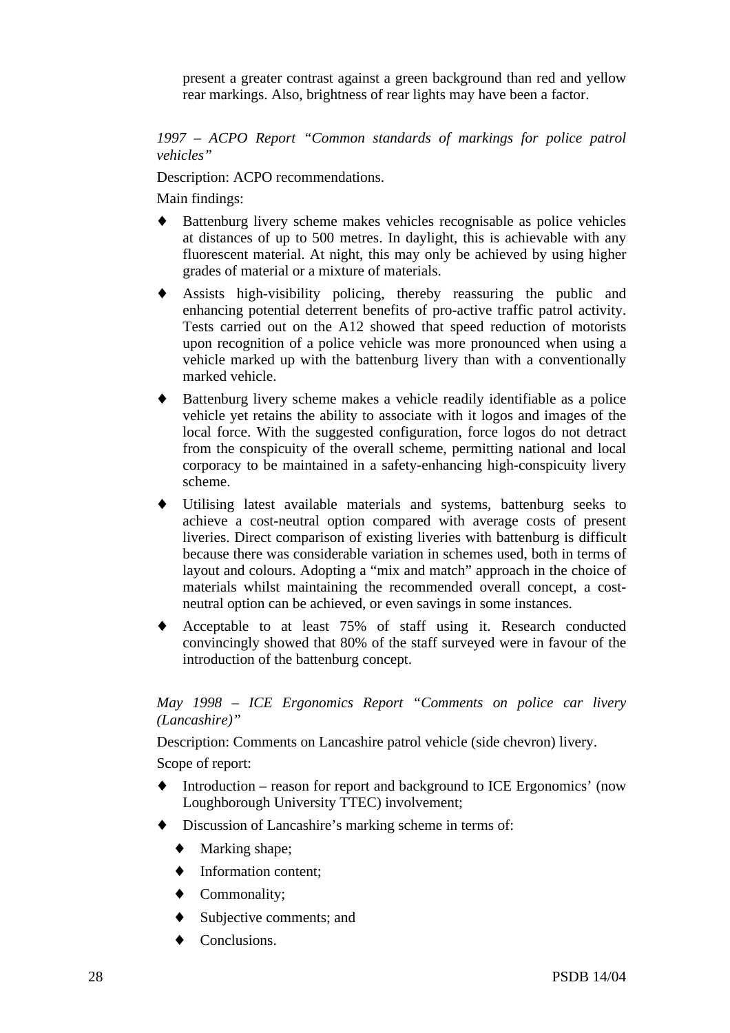present a greater contrast against a green background than red and yellow rear markings. Also, brightness of rear lights may have been a factor.

*1997 – ACPO Report "Common standards of markings for police patrol vehicles"*

Description: ACPO recommendations.

Main findings:

- Battenburg livery scheme makes vehicles recognisable as police vehicles at distances of up to 500 metres. In daylight, this is achievable with any fluorescent material. At night, this may only be achieved by using higher grades of material or a mixture of materials.
- Assists high-visibility policing, thereby reassuring the public and enhancing potential deterrent benefits of pro-active traffic patrol activity. Tests carried out on the A12 showed that speed reduction of motorists upon recognition of a police vehicle was more pronounced when using a vehicle marked up with the battenburg livery than with a conventionally marked vehicle.
- Battenburg livery scheme makes a vehicle readily identifiable as a police vehicle yet retains the ability to associate with it logos and images of the local force. With the suggested configuration, force logos do not detract from the conspicuity of the overall scheme, permitting national and local corporacy to be maintained in a safety-enhancing high-conspicuity livery scheme.
- Utilising latest available materials and systems, battenburg seeks to achieve a cost-neutral option compared with average costs of present liveries. Direct comparison of existing liveries with battenburg is difficult because there was considerable variation in schemes used, both in terms of layout and colours. Adopting a "mix and match" approach in the choice of materials whilst maintaining the recommended overall concept, a cost-neutral option can be achieved, or even savings in some instances.
- Acceptable to at least 75% of staff using it. Research conducted convincingly showed that 80% of the staff surveyed were in favour of the introduction of the battenburg concept.

*May 1998 – ICE Ergonomics Report "Comments on police car livery (Lancashire)"*

Description: Comments on Lancashire patrol vehicle (side chevron) livery.

Scope of report:

- Introduction – reason for report and background to ICE Ergonomics' (now Loughborough University TTEC) involvement;
- Discussion of Lancashire's marking scheme in terms of:
  - Marking shape;
  - Information content;
  - Commonality;
  - Subjective comments; and
  - Conclusions.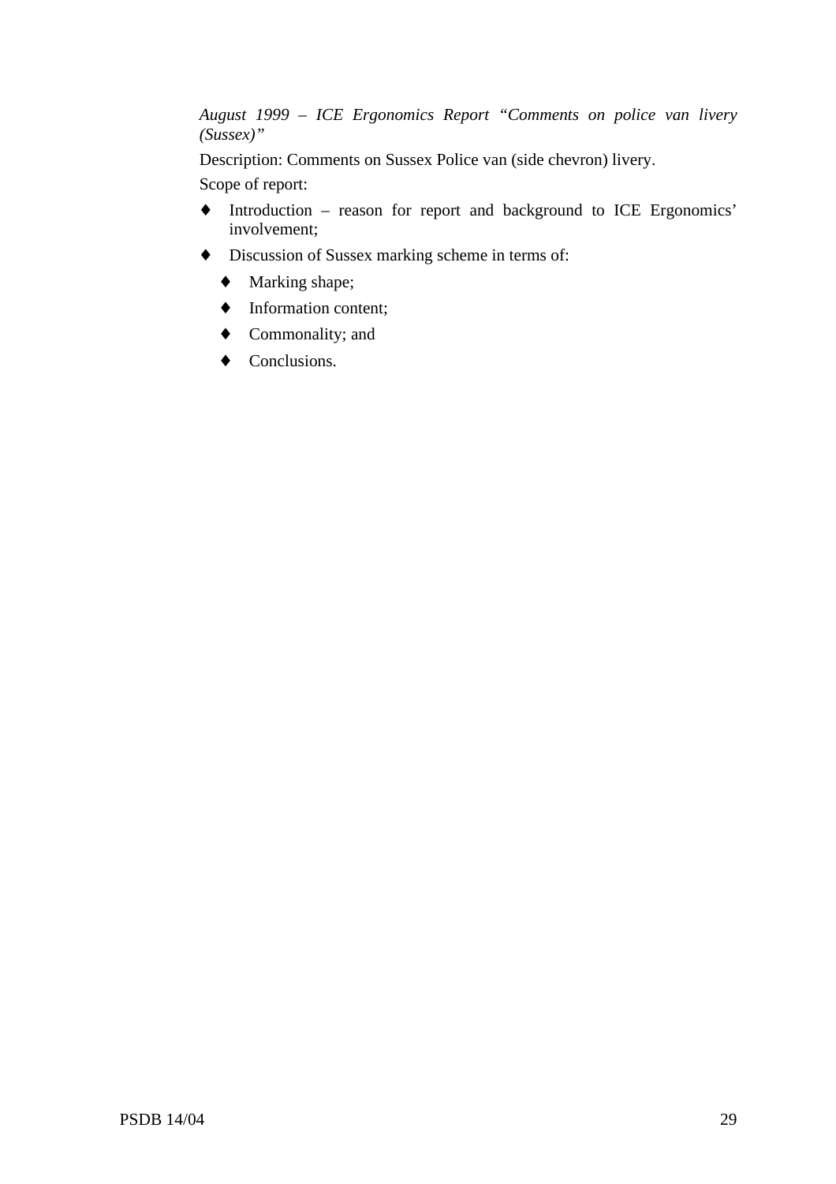*August 1999 – ICE Ergonomics Report "Comments on police van livery (Sussex)"*

Description: Comments on Sussex Police van (side chevron) livery.

Scope of report:

- Introduction – reason for report and background to ICE Ergonomics' involvement;
- Discussion of Sussex marking scheme in terms of:
  - Marking shape;
  - Information content;
  - Commonality; and
  - Conclusions.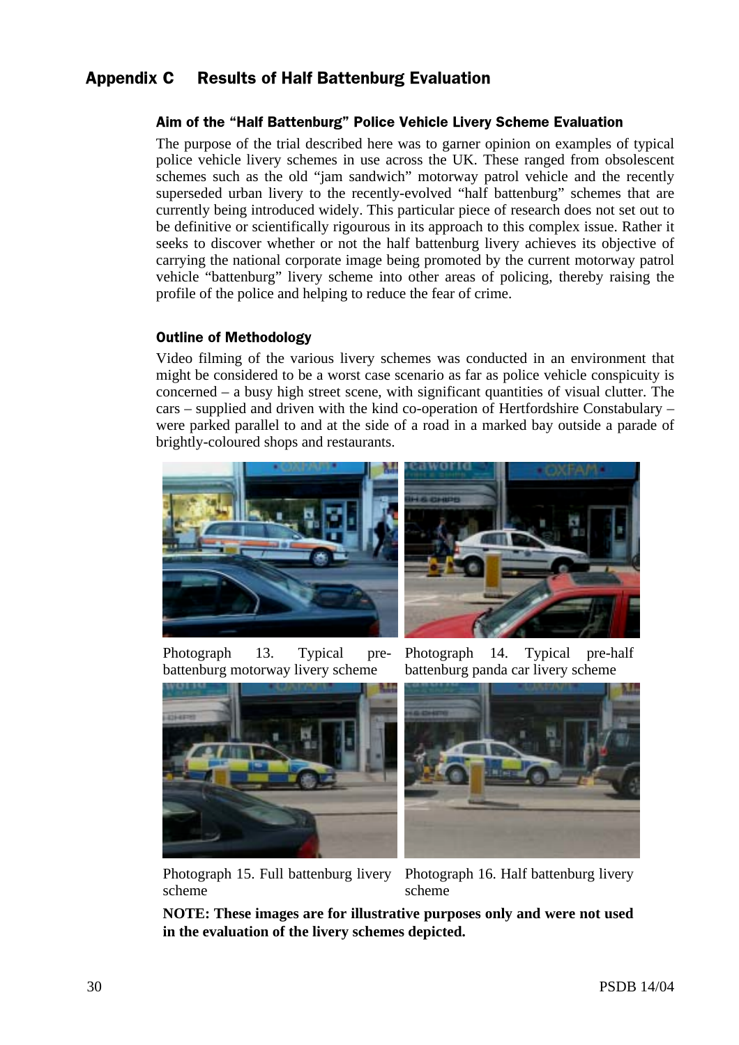## Appendix C Results of Half Battenburg Evaluation

### Aim of the "Half Battenburg" Police Vehicle Livery Scheme Evaluation

The purpose of the trial described here was to garner opinion on examples of typical police vehicle livery schemes in use across the UK. These ranged from obsolescent schemes such as the old "jam sandwich" motorway patrol vehicle and the recently superseded urban livery to the recently-evolved "half battenburg" schemes that are currently being introduced widely. This particular piece of research does not set out to be definitive or scientifically rigourous in its approach to this complex issue. Rather it seeks to discover whether or not the half battenburg livery achieves its objective of carrying the national corporate image being promoted by the current motorway patrol vehicle "battenburg" livery scheme into other areas of policing, thereby raising the profile of the police and helping to reduce the fear of crime.

### Outline of Methodology

Video filming of the various livery schemes was conducted in an environment that might be considered to be a worst case scenario as far as police vehicle conspicuity is concerned – a busy high street scene, with significant quantities of visual clutter. The cars – supplied and driven with the kind co-operation of Hertfordshire Constabulary – were parked parallel to and at the side of a road in a marked bay outside a parade of brightly-coloured shops and restaurants.

Photograph 13. Typical pre-battenburg motorway livery scheme

Photograph 14. Typical pre-half battenburg panda car livery scheme

Photograph 15. Full battenburg livery scheme

Photograph 16. Half battenburg livery scheme

**NOTE: These images are for illustrative purposes only and were not used in the evaluation of the livery schemes depicted.**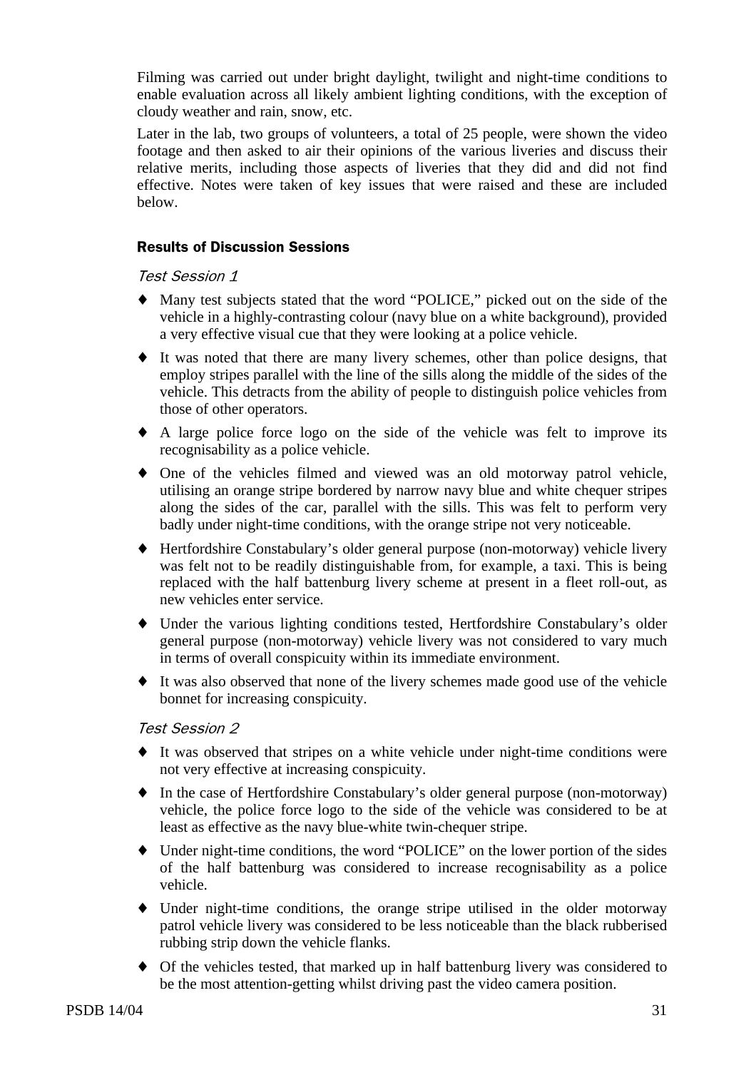Filming was carried out under bright daylight, twilight and night-time conditions to enable evaluation across all likely ambient lighting conditions, with the exception of cloudy weather and rain, snow, etc.

Later in the lab, two groups of volunteers, a total of 25 people, were shown the video footage and then asked to air their opinions of the various liveries and discuss their relative merits, including those aspects of liveries that they did and did not find effective. Notes were taken of key issues that were raised and these are included below.

### Results of Discussion Sessions

*Test Session 1*

- Many test subjects stated that the word "POLICE," picked out on the side of the vehicle in a highly-contrasting colour (navy blue on a white background), provided a very effective visual cue that they were looking at a police vehicle.
- It was noted that there are many livery schemes, other than police designs, that employ stripes parallel with the line of the sills along the middle of the sides of the vehicle. This detracts from the ability of people to distinguish police vehicles from those of other operators.
- A large police force logo on the side of the vehicle was felt to improve its recognisability as a police vehicle.
- One of the vehicles filmed and viewed was an old motorway patrol vehicle, utilising an orange stripe bordered by narrow navy blue and white chequer stripes along the sides of the car, parallel with the sills. This was felt to perform very badly under night-time conditions, with the orange stripe not very noticeable.
- Hertfordshire Constabulary's older general purpose (non-motorway) vehicle livery was felt not to be readily distinguishable from, for example, a taxi. This is being replaced with the half battenburg livery scheme at present in a fleet roll-out, as new vehicles enter service.
- Under the various lighting conditions tested, Hertfordshire Constabulary's older general purpose (non-motorway) vehicle livery was not considered to vary much in terms of overall conspicuity within its immediate environment.
- It was also observed that none of the livery schemes made good use of the vehicle bonnet for increasing conspicuity.

*Test Session 2*

- It was observed that stripes on a white vehicle under night-time conditions were not very effective at increasing conspicuity.
- In the case of Hertfordshire Constabulary's older general purpose (non-motorway) vehicle, the police force logo to the side of the vehicle was considered to be at least as effective as the navy blue-white twin-chequer stripe.
- Under night-time conditions, the word "POLICE" on the lower portion of the sides of the half battenburg was considered to increase recognisability as a police vehicle.
- Under night-time conditions, the orange stripe utilised in the older motorway patrol vehicle livery was considered to be less noticeable than the black rubberised rubbing strip down the vehicle flanks.
- Of the vehicles tested, that marked up in half battenburg livery was considered to be the most attention-getting whilst driving past the video camera position.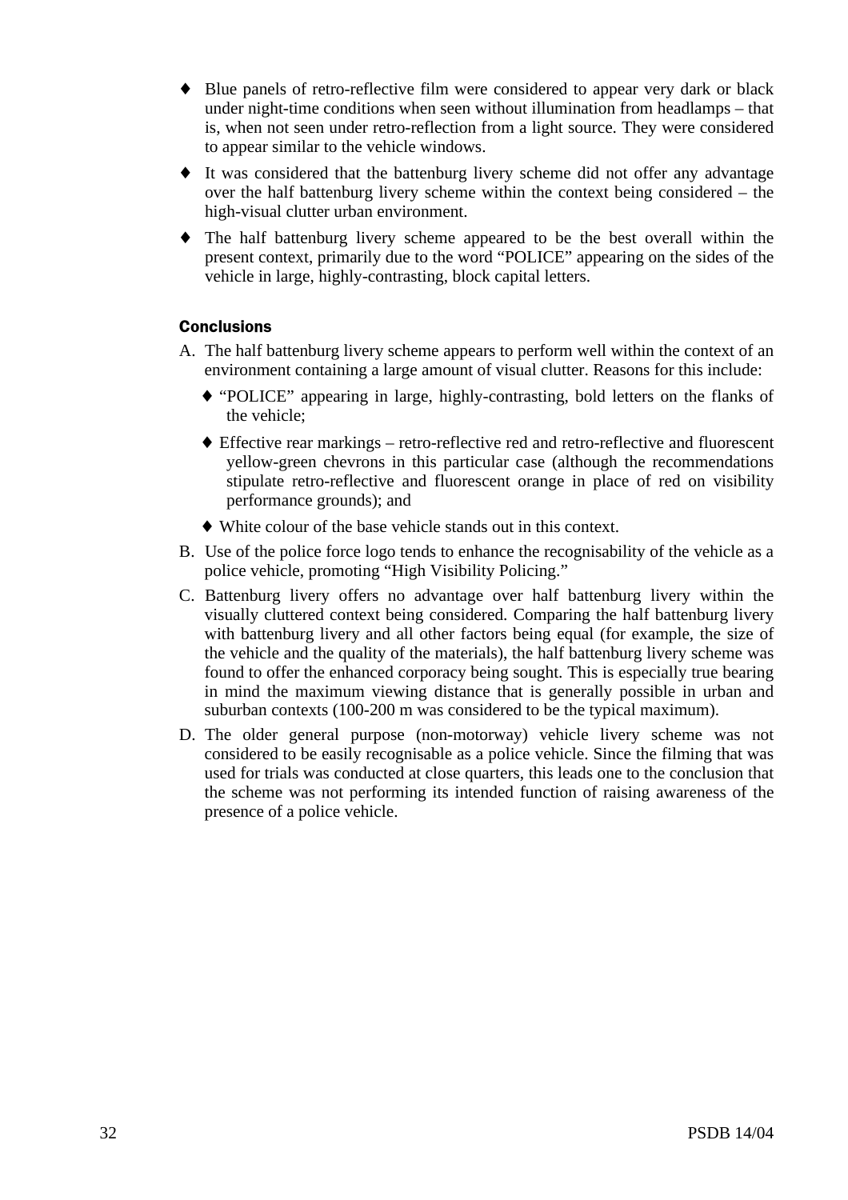- Blue panels of retro-reflective film were considered to appear very dark or black under night-time conditions when seen without illumination from headlamps – that is, when not seen under retro-reflection from a light source. They were considered to appear similar to the vehicle windows.
- It was considered that the battenburg livery scheme did not offer any advantage over the half battenburg livery scheme within the context being considered – the high-visual clutter urban environment.
- The half battenburg livery scheme appeared to be the best overall within the present context, primarily due to the word "POLICE" appearing on the sides of the vehicle in large, highly-contrasting, block capital letters.

#### Conclusions

A. The half battenburg livery scheme appears to perform well within the context of an environment containing a large amount of visual clutter. Reasons for this include:

   - "POLICE" appearing in large, highly-contrasting, bold letters on the flanks of the vehicle;
   - Effective rear markings – retro-reflective red and retro-reflective and fluorescent yellow-green chevrons in this particular case (although the recommendations stipulate retro-reflective and fluorescent orange in place of red on visibility performance grounds); and
   - White colour of the base vehicle stands out in this context.

B. Use of the police force logo tends to enhance the recognisability of the vehicle as a police vehicle, promoting "High Visibility Policing."

C. Battenburg livery offers no advantage over half battenburg livery within the visually cluttered context being considered. Comparing the half battenburg livery with battenburg livery and all other factors being equal (for example, the size of the vehicle and the quality of the materials), the half battenburg livery scheme was found to offer the enhanced corporacy being sought. This is especially true bearing in mind the maximum viewing distance that is generally possible in urban and suburban contexts (100-200 m was considered to be the typical maximum).

D. The older general purpose (non-motorway) vehicle livery scheme was not considered to be easily recognisable as a police vehicle. Since the filming that was used for trials was conducted at close quarters, this leads one to the conclusion that the scheme was not performing its intended function of raising awareness of the presence of a police vehicle.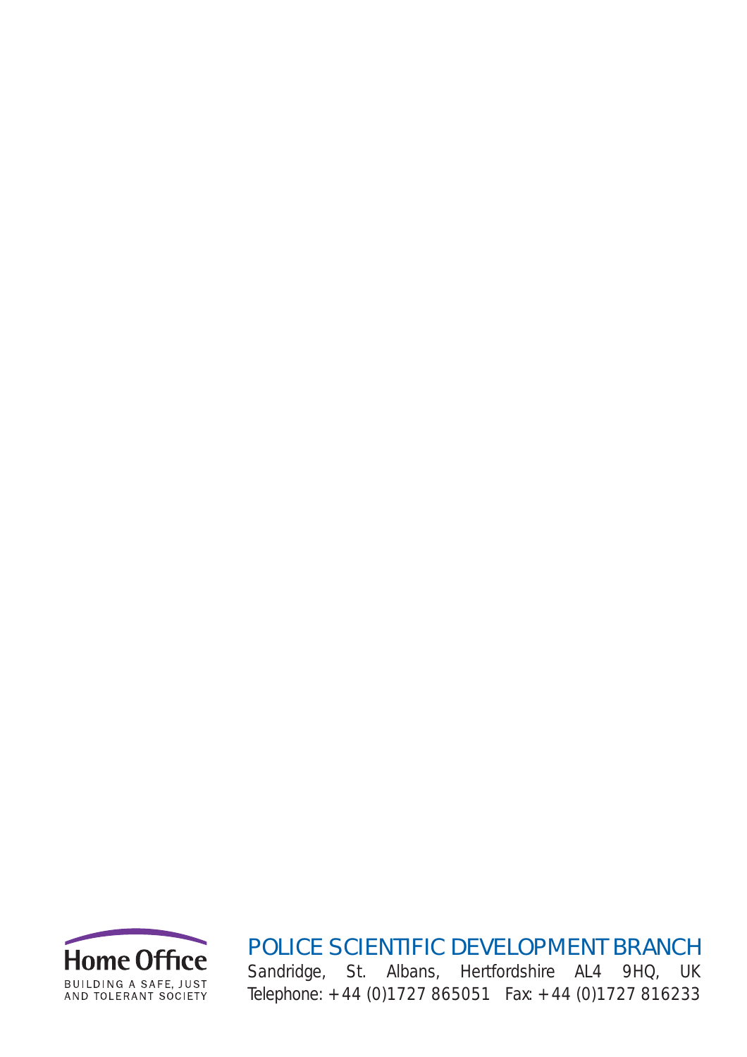Home Office

BUILDING A SAFE, JUST AND TOLERANT SOCIETY

POLICE SCIENTIFIC DEVELOPMENT BRANCH

Sandridge, St. Albans, Hertfordshire AL4 9HQ, UK

Telephone: +44 (0)1727 865051 Fax: +44 (0)1727 816233